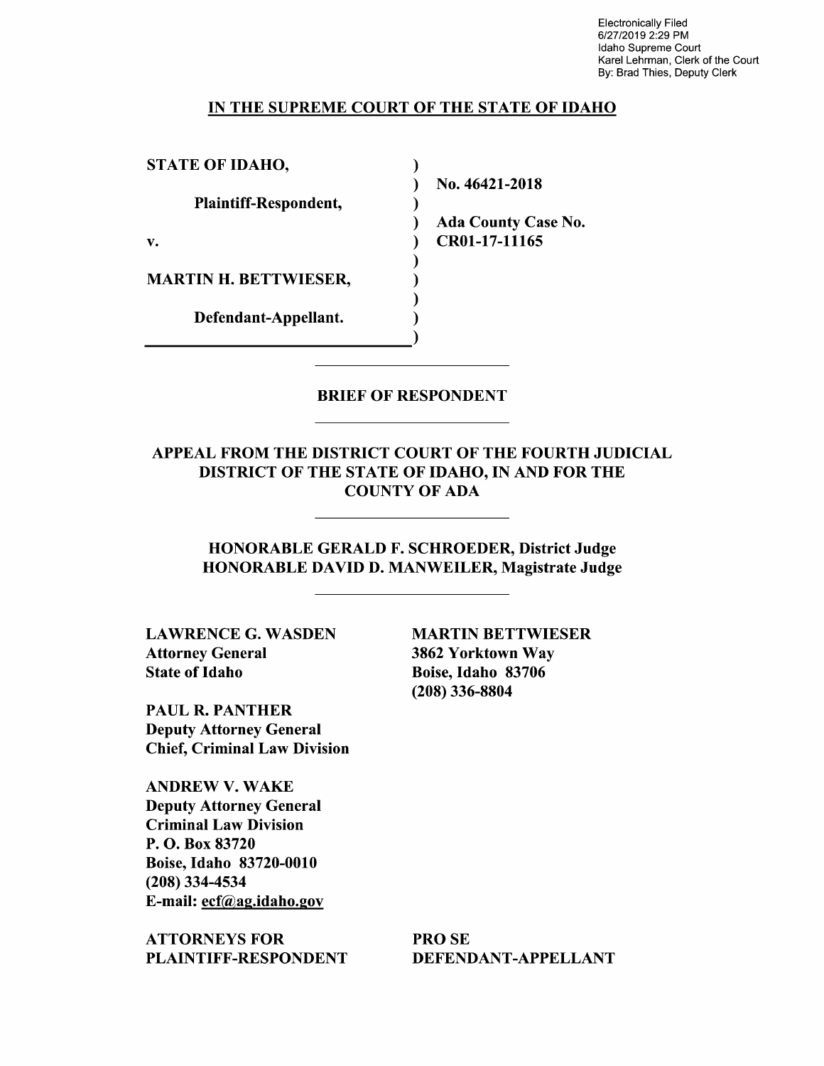Electronically Filed
6/27/2019 2:29 PM
Idaho Supreme Court
Karel Lehrman, Clerk of the Court
By: Brad Thies, Deputy Clerk

## IN THE SUPREME COURT OF THE STATE OF IDAHO

| | | |
|---|---|---|
| **STATE OF IDAHO,** | ) | |
| | ) | **No. 46421-2018** |
| **Plaintiff-Respondent,** | ) | |
| | ) | **Ada County Case No.** |
| **v.** | ) | **CR01-17-11165** |
| | ) | |
| **MARTIN H. BETTWIESER,** | ) | |
| | ) | |
| **Defendant-Appellant.** | ) | |
| | ) | |

## BRIEF OF RESPONDENT

### APPEAL FROM THE DISTRICT COURT OF THE FOURTH JUDICIAL DISTRICT OF THE STATE OF IDAHO, IN AND FOR THE COUNTY OF ADA

**HONORABLE GERALD F. SCHROEDER, District Judge**
**HONORABLE DAVID D. MANWEILER, Magistrate Judge**

**LAWRENCE G. WASDEN**
**Attorney General**
**State of Idaho**

**PAUL R. PANTHER**
**Deputy Attorney General**
**Chief, Criminal Law Division**

**ANDREW V. WAKE**
**Deputy Attorney General**
**Criminal Law Division**
**P. O. Box 83720**
**Boise, Idaho 83720-0010**
**(208) 334-4534**
**E-mail: ecf@ag.idaho.gov**

**ATTORNEYS FOR PLAINTIFF-RESPONDENT**

**MARTIN BETTWIESER**
**3862 Yorktown Way**
**Boise, Idaho 83706**
**(208) 336-8804**

**PRO SE DEFENDANT-APPELLANT**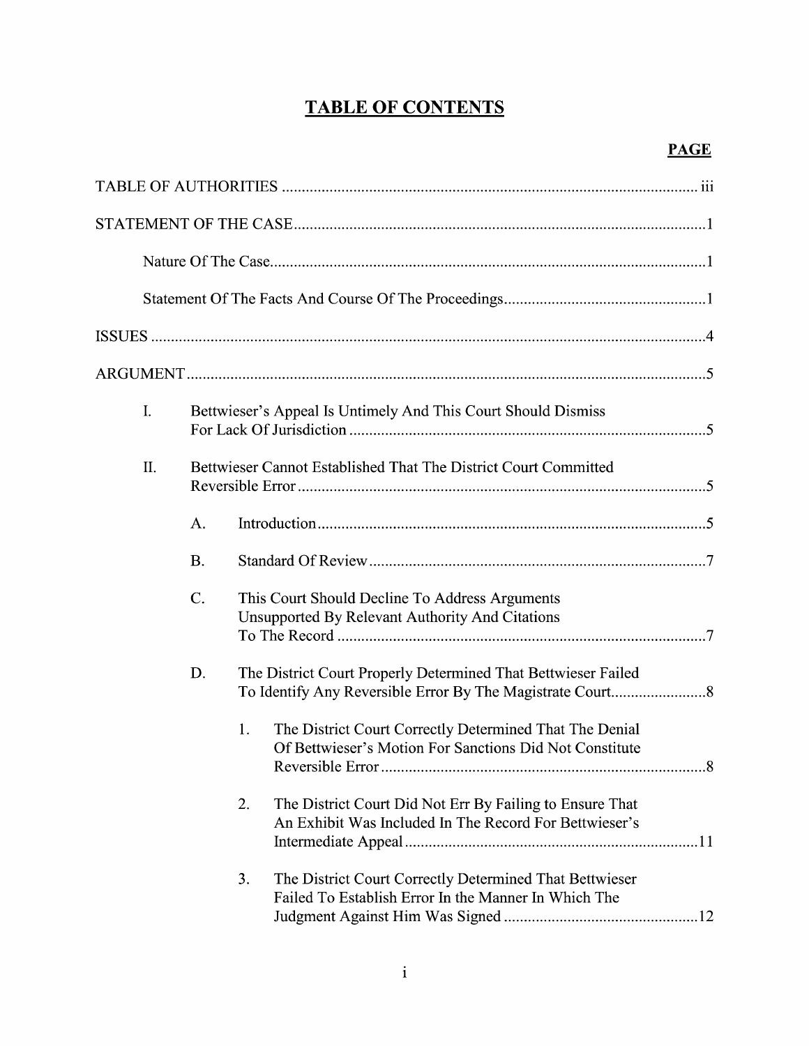# TABLE OF CONTENTS

**PAGE**

TABLE OF AUTHORITIES .......... iii

STATEMENT OF THE CASE .......... 1

Nature Of The Case .......... 1

Statement Of The Facts And Course Of The Proceedings .......... 1

ISSUES .......... 4

ARGUMENT .......... 5

I. Bettwieser's Appeal Is Untimely And This Court Should Dismiss For Lack Of Jurisdiction .......... 5

II. Bettwieser Cannot Established That The District Court Committed Reversible Error .......... 5

A. Introduction .......... 5

B. Standard Of Review .......... 7

C. This Court Should Decline To Address Arguments Unsupported By Relevant Authority And Citations To The Record .......... 7

D. The District Court Properly Determined That Bettwieser Failed To Identify Any Reversible Error By The Magistrate Court .......... 8

1. The District Court Correctly Determined That The Denial Of Bettwieser's Motion For Sanctions Did Not Constitute Reversible Error .......... 8

2. The District Court Did Not Err By Failing to Ensure That An Exhibit Was Included In The Record For Bettwieser's Intermediate Appeal .......... 11

3. The District Court Correctly Determined That Bettwieser Failed To Establish Error In the Manner In Which The Judgment Against Him Was Signed .......... 12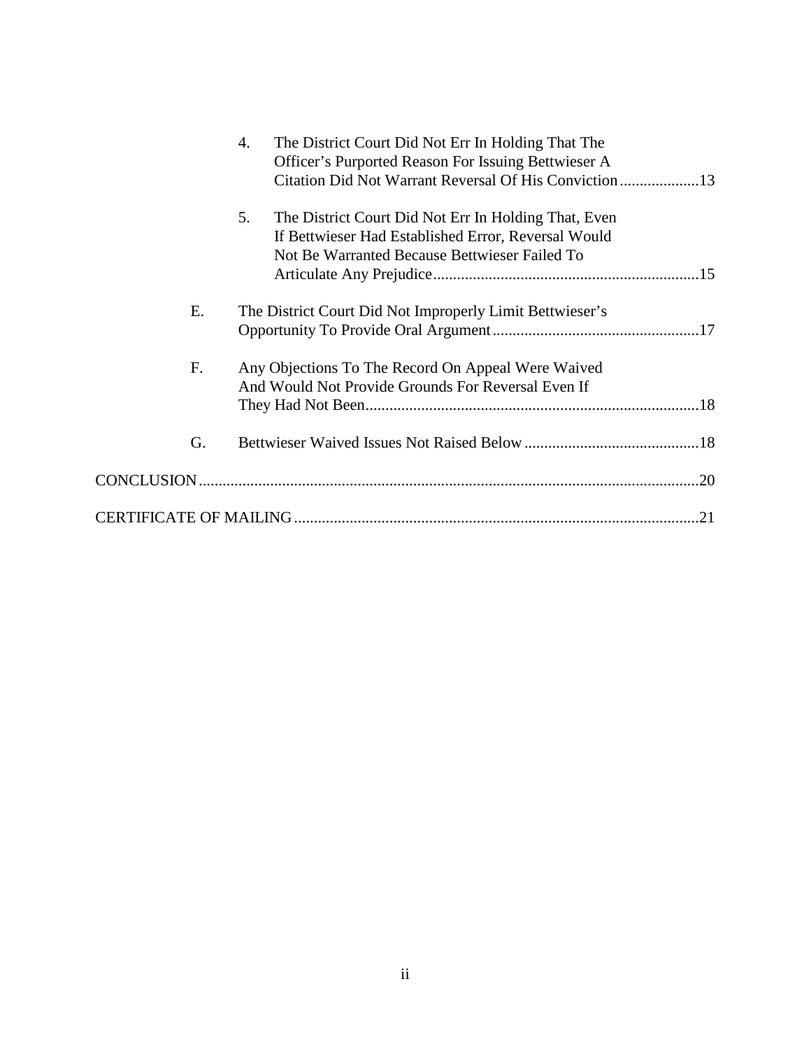4. The District Court Did Not Err In Holding That The Officer's Purported Reason For Issuing Bettwieser A Citation Did Not Warrant Reversal Of His Conviction....................13

5. The District Court Did Not Err In Holding That, Even If Bettwieser Had Established Error, Reversal Would Not Be Warranted Because Bettwieser Failed To Articulate Any Prejudice..................................................................15

E. The District Court Did Not Improperly Limit Bettwieser's Opportunity To Provide Oral Argument...................................................17

F. Any Objections To The Record On Appeal Were Waived And Would Not Provide Grounds For Reversal Even If They Had Not Been....................................................................................18

G. Bettwieser Waived Issues Not Raised Below............................................18

CONCLUSION............................................................................................................20

CERTIFICATE OF MAILING.....................................................................................21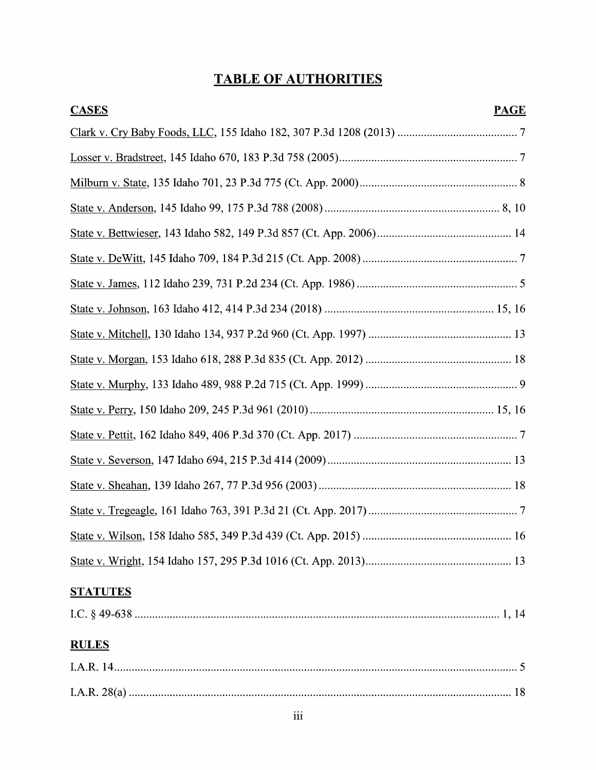# TABLE OF AUTHORITIES

| CASES | PAGE |
| --- | --- |
| Clark v. Cry Baby Foods, LLC, 155 Idaho 182, 307 P.3d 1208 (2013) | 7 |
| Losser v. Bradstreet, 145 Idaho 670, 183 P.3d 758 (2005) | 7 |
| Milburn v. State, 135 Idaho 701, 23 P.3d 775 (Ct. App. 2000) | 8 |
| State v. Anderson, 145 Idaho 99, 175 P.3d 788 (2008) | 8, 10 |
| State v. Bettwieser, 143 Idaho 582, 149 P.3d 857 (Ct. App. 2006) | 14 |
| State v. DeWitt, 145 Idaho 709, 184 P.3d 215 (Ct. App. 2008) | 7 |
| State v. James, 112 Idaho 239, 731 P.2d 234 (Ct. App. 1986) | 5 |
| State v. Johnson, 163 Idaho 412, 414 P.3d 234 (2018) | 15, 16 |
| State v. Mitchell, 130 Idaho 134, 937 P.2d 960 (Ct. App. 1997) | 13 |
| State v. Morgan, 153 Idaho 618, 288 P.3d 835 (Ct. App. 2012) | 18 |
| State v. Murphy, 133 Idaho 489, 988 P.2d 715 (Ct. App. 1999) | 9 |
| State v. Perry, 150 Idaho 209, 245 P.3d 961 (2010) | 15, 16 |
| State v. Pettit, 162 Idaho 849, 406 P.3d 370 (Ct. App. 2017) | 7 |
| State v. Severson, 147 Idaho 694, 215 P.3d 414 (2009) | 13 |
| State v. Sheahan, 139 Idaho 267, 77 P.3d 956 (2003) | 18 |
| State v. Tregeagle, 161 Idaho 763, 391 P.3d 21 (Ct. App. 2017) | 7 |
| State v. Wilson, 158 Idaho 585, 349 P.3d 439 (Ct. App. 2015) | 16 |
| State v. Wright, 154 Idaho 157, 295 P.3d 1016 (Ct. App. 2013) | 13 |

| STATUTES | |
| --- | --- |
| I.C. § 49-638 | 1, 14 |

| RULES | |
| --- | --- |
| I.A.R. 14 | 5 |
| I.A.R. 28(a) | 18 |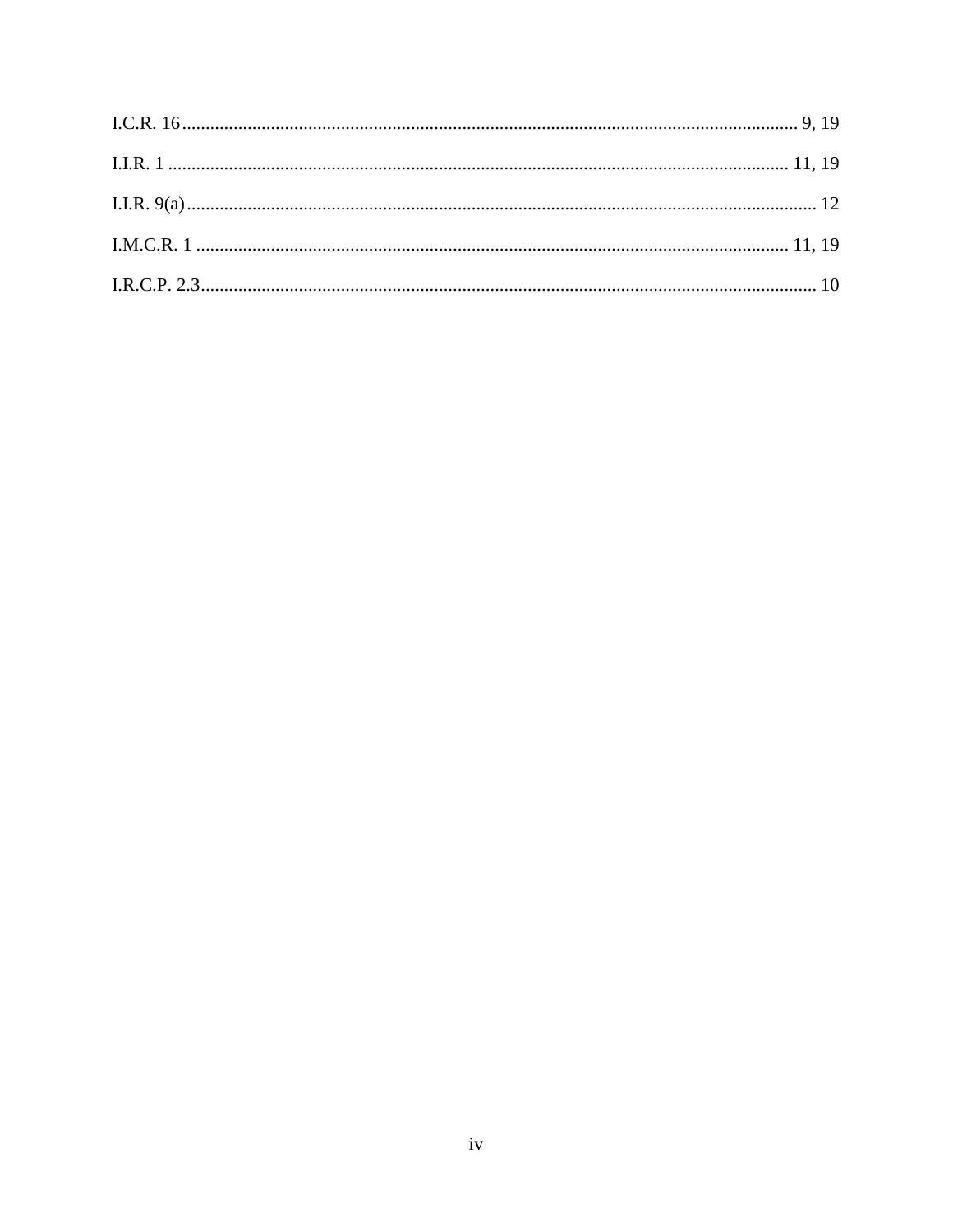I.C.R. 16 ........................................................................................................................ 9, 19

I.I.R. 1 ........................................................................................................................ 11, 19

I.I.R. 9(a) ........................................................................................................................ 12

I.M.C.R. 1 ........................................................................................................................ 11, 19

I.R.C.P. 2.3 ........................................................................................................................ 10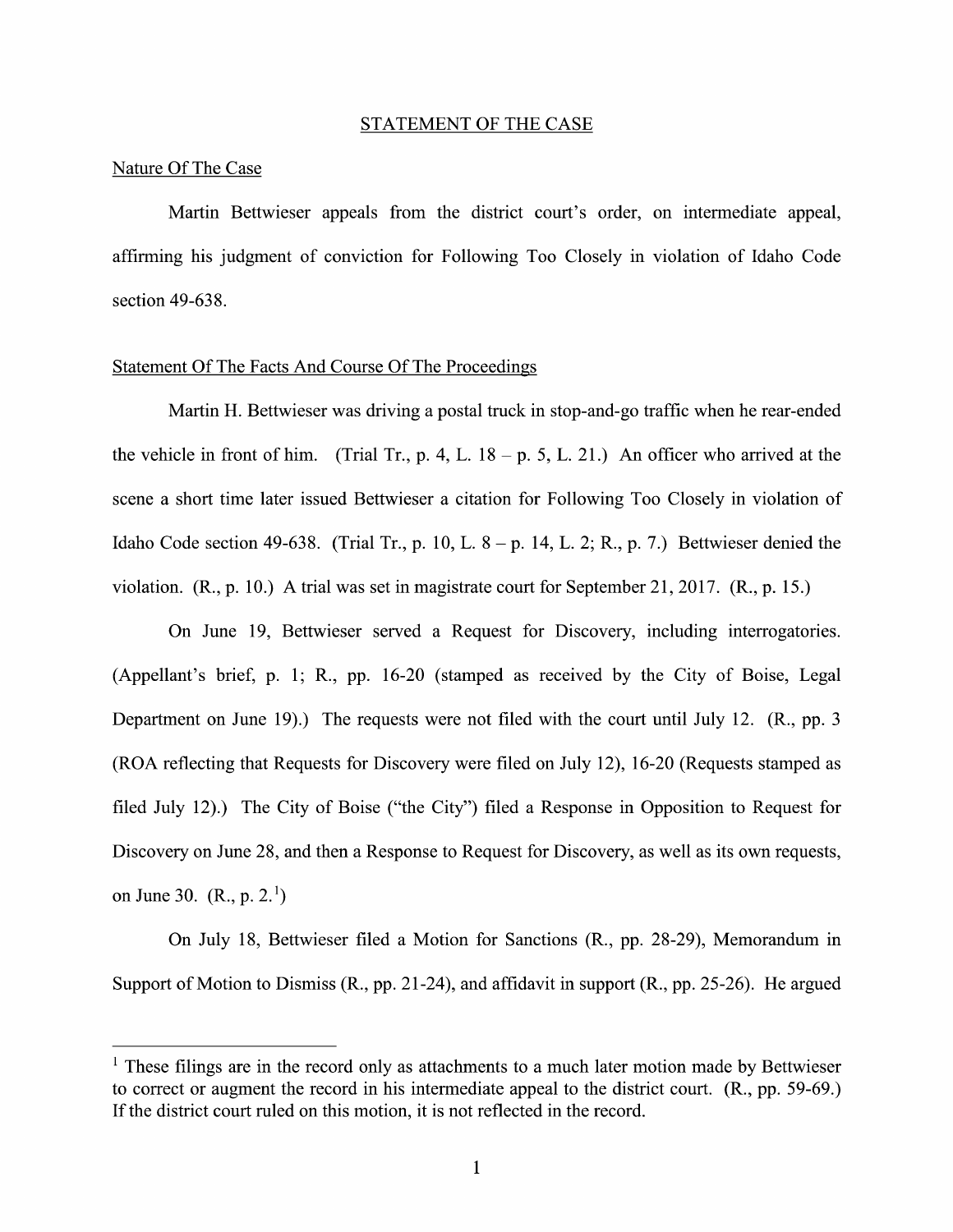## STATEMENT OF THE CASE

### Nature Of The Case

Martin Bettwieser appeals from the district court's order, on intermediate appeal, affirming his judgment of conviction for Following Too Closely in violation of Idaho Code section 49-638.

### Statement Of The Facts And Course Of The Proceedings

Martin H. Bettwieser was driving a postal truck in stop-and-go traffic when he rear-ended the vehicle in front of him. (Trial Tr., p. 4, L. 18 – p. 5, L. 21.) An officer who arrived at the scene a short time later issued Bettwieser a citation for Following Too Closely in violation of Idaho Code section 49-638. (Trial Tr., p. 10, L. 8 – p. 14, L. 2; R., p. 7.) Bettwieser denied the violation. (R., p. 10.) A trial was set in magistrate court for September 21, 2017. (R., p. 15.)

On June 19, Bettwieser served a Request for Discovery, including interrogatories. (Appellant's brief, p. 1; R., pp. 16-20 (stamped as received by the City of Boise, Legal Department on June 19).) The requests were not filed with the court until July 12. (R., pp. 3 (ROA reflecting that Requests for Discovery were filed on July 12), 16-20 (Requests stamped as filed July 12).) The City of Boise ("the City") filed a Response in Opposition to Request for Discovery on June 28, and then a Response to Request for Discovery, as well as its own requests, on June 30. (R., p. 2.[1])

On July 18, Bettwieser filed a Motion for Sanctions (R., pp. 28-29), Memorandum in Support of Motion to Dismiss (R., pp. 21-24), and affidavit in support (R., pp. 25-26). He argued

---

[1] These filings are in the record only as attachments to a much later motion made by Bettwieser to correct or augment the record in his intermediate appeal to the district court. (R., pp. 59-69.) If the district court ruled on this motion, it is not reflected in the record.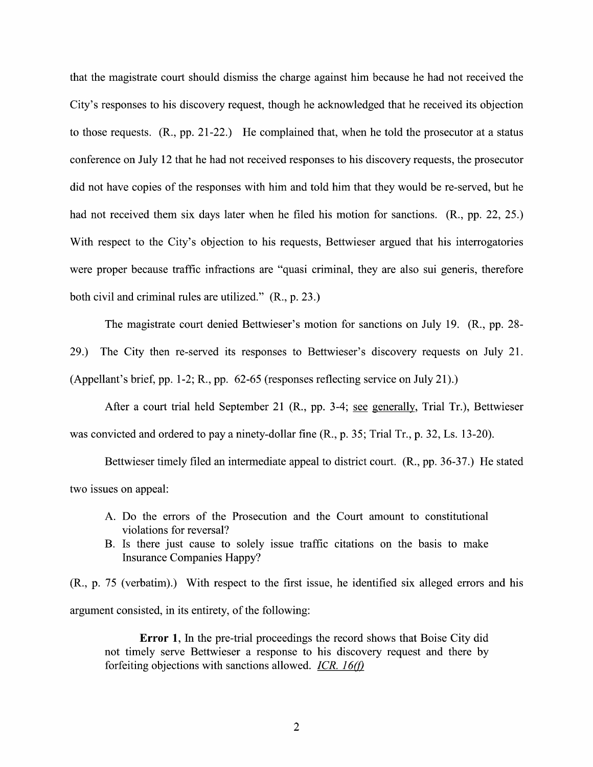that the magistrate court should dismiss the charge against him because he had not received the City's responses to his discovery request, though he acknowledged that he received its objection to those requests. (R., pp. 21-22.) He complained that, when he told the prosecutor at a status conference on July 12 that he had not received responses to his discovery requests, the prosecutor did not have copies of the responses with him and told him that they would be re-served, but he had not received them six days later when he filed his motion for sanctions. (R., pp. 22, 25.) With respect to the City's objection to his requests, Bettwieser argued that his interrogatories were proper because traffic infractions are "quasi criminal, they are also sui generis, therefore both civil and criminal rules are utilized." (R., p. 23.)

The magistrate court denied Bettwieser's motion for sanctions on July 19. (R., pp. 28-29.) The City then re-served its responses to Bettwieser's discovery requests on July 21. (Appellant's brief, pp. 1-2; R., pp. 62-65 (responses reflecting service on July 21).)

After a court trial held September 21 (R., pp. 3-4; see generally, Trial Tr.), Bettwieser was convicted and ordered to pay a ninety-dollar fine (R., p. 35; Trial Tr., p. 32, Ls. 13-20).

Bettwieser timely filed an intermediate appeal to district court. (R., pp. 36-37.) He stated two issues on appeal:

> A. Do the errors of the Prosecution and the Court amount to constitutional violations for reversal?
> B. Is there just cause to solely issue traffic citations on the basis to make Insurance Companies Happy?

(R., p. 75 (verbatim).) With respect to the first issue, he identified six alleged errors and his argument consisted, in its entirety, of the following:

> **Error 1**, In the pre-trial proceedings the record shows that Boise City did not timely serve Bettwieser a response to his discovery request and there by forfeiting objections with sanctions allowed. *ICR. 16(f)*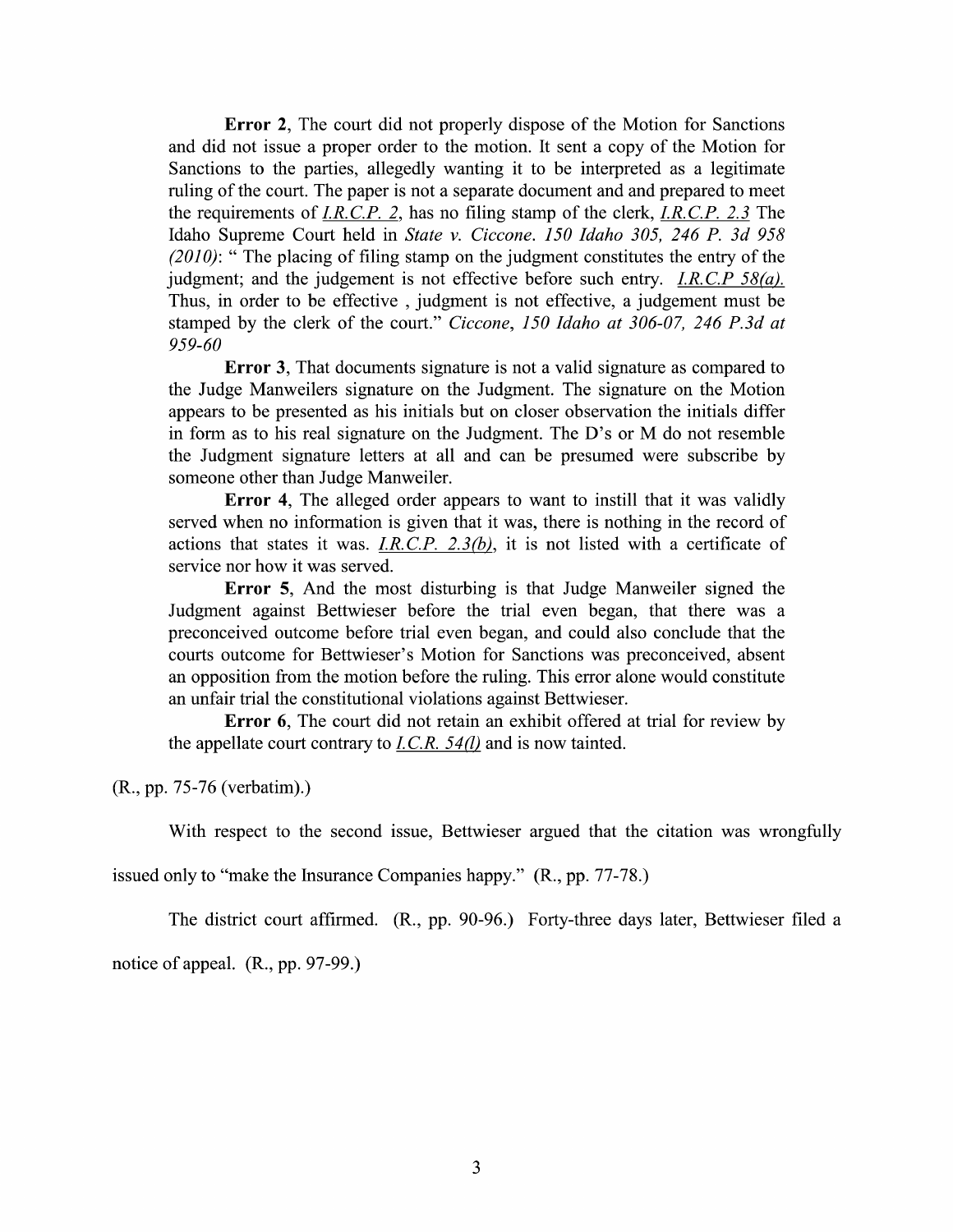> **Error 2**, The court did not properly dispose of the Motion for Sanctions and did not issue a proper order to the motion. It sent a copy of the Motion for Sanctions to the parties, allegedly wanting it to be interpreted as a legitimate ruling of the court. The paper is not a separate document and and prepared to meet the requirements of *I.R.C.P. 2*, has no filing stamp of the clerk, *I.R.C.P. 2.3* The Idaho Supreme Court held in *State v. Ciccone. 150 Idaho 305, 246 P. 3d 958 (2010)*: " The placing of filing stamp on the judgment constitutes the entry of the judgment; and the judgement is not effective before such entry. *I.R.C.P 58(a).* Thus, in order to be effective , judgment is not effective, a judgement must be stamped by the clerk of the court." *Ciccone, 150 Idaho at 306-07, 246 P.3d at 959-60*
>
> **Error 3**, That documents signature is not a valid signature as compared to the Judge Manweilers signature on the Judgment. The signature on the Motion appears to be presented as his initials but on closer observation the initials differ in form as to his real signature on the Judgment. The D's or M do not resemble the Judgment signature letters at all and can be presumed were subscribe by someone other than Judge Manweiler.
>
> **Error 4**, The alleged order appears to want to instill that it was validly served when no information is given that it was, there is nothing in the record of actions that states it was. *I.R.C.P. 2.3(b)*, it is not listed with a certificate of service nor how it was served.
>
> **Error 5**, And the most disturbing is that Judge Manweiler signed the Judgment against Bettwieser before the trial even began, that there was a preconceived outcome before trial even began, and could also conclude that the courts outcome for Bettwieser's Motion for Sanctions was preconceived, absent an opposition from the motion before the ruling. This error alone would constitute an unfair trial the constitutional violations against Bettwieser.
>
> **Error 6**, The court did not retain an exhibit offered at trial for review by the appellate court contrary to *I.C.R. 54(l)* and is now tainted.

(R., pp. 75-76 (verbatim).)

With respect to the second issue, Bettwieser argued that the citation was wrongfully issued only to "make the Insurance Companies happy." (R., pp. 77-78.)

The district court affirmed. (R., pp. 90-96.) Forty-three days later, Bettwieser filed a notice of appeal. (R., pp. 97-99.)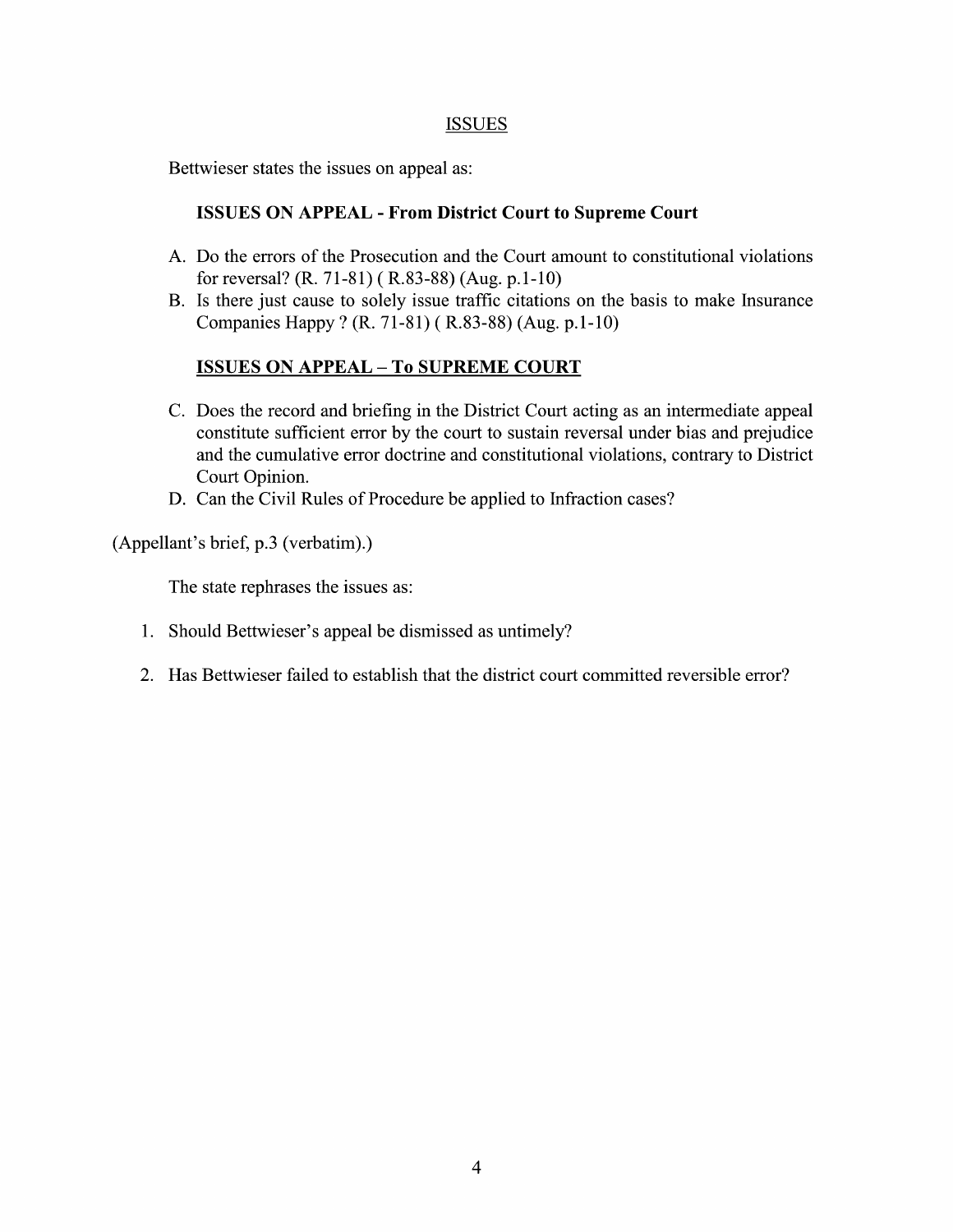## ISSUES

Bettwieser states the issues on appeal as:

**ISSUES ON APPEAL - From District Court to Supreme Court**

A. Do the errors of the Prosecution and the Court amount to constitutional violations for reversal? (R. 71-81) ( R.83-88) (Aug. p.1-10)

B. Is there just cause to solely issue traffic citations on the basis to make Insurance Companies Happy ? (R. 71-81) ( R.83-88) (Aug. p.1-10)

**ISSUES ON APPEAL – To SUPREME COURT**

C. Does the record and briefing in the District Court acting as an intermediate appeal constitute sufficient error by the court to sustain reversal under bias and prejudice and the cumulative error doctrine and constitutional violations, contrary to District Court Opinion.

D. Can the Civil Rules of Procedure be applied to Infraction cases?

(Appellant's brief, p.3 (verbatim).)

The state rephrases the issues as:

1. Should Bettwieser's appeal be dismissed as untimely?

2. Has Bettwieser failed to establish that the district court committed reversible error?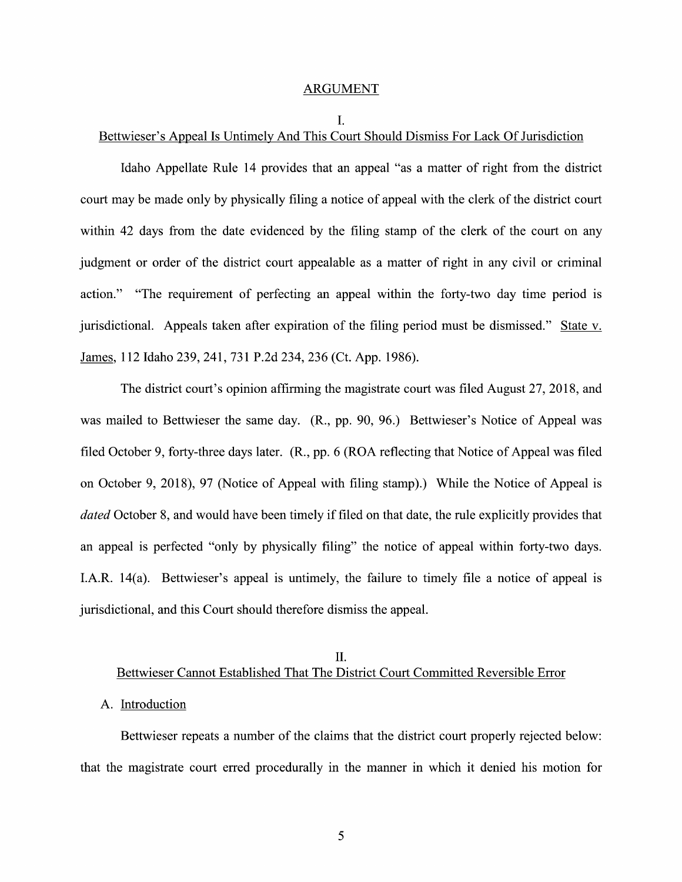## ARGUMENT

### I.

### Bettwieser's Appeal Is Untimely And This Court Should Dismiss For Lack Of Jurisdiction

Idaho Appellate Rule 14 provides that an appeal "as a matter of right from the district court may be made only by physically filing a notice of appeal with the clerk of the district court within 42 days from the date evidenced by the filing stamp of the clerk of the court on any judgment or order of the district court appealable as a matter of right in any civil or criminal action." "The requirement of perfecting an appeal within the forty-two day time period is jurisdictional. Appeals taken after expiration of the filing period must be dismissed." State v. James, 112 Idaho 239, 241, 731 P.2d 234, 236 (Ct. App. 1986).

The district court's opinion affirming the magistrate court was filed August 27, 2018, and was mailed to Bettwieser the same day. (R., pp. 90, 96.) Bettwieser's Notice of Appeal was filed October 9, forty-three days later. (R., pp. 6 (ROA reflecting that Notice of Appeal was filed on October 9, 2018), 97 (Notice of Appeal with filing stamp).) While the Notice of Appeal is *dated* October 8, and would have been timely if filed on that date, the rule explicitly provides that an appeal is perfected "only by physically filing" the notice of appeal within forty-two days. I.A.R. 14(a). Bettwieser's appeal is untimely, the failure to timely file a notice of appeal is jurisdictional, and this Court should therefore dismiss the appeal.

### II.

### Bettwieser Cannot Established That The District Court Committed Reversible Error

#### A. Introduction

Bettwieser repeats a number of the claims that the district court properly rejected below: that the magistrate court erred procedurally in the manner in which it denied his motion for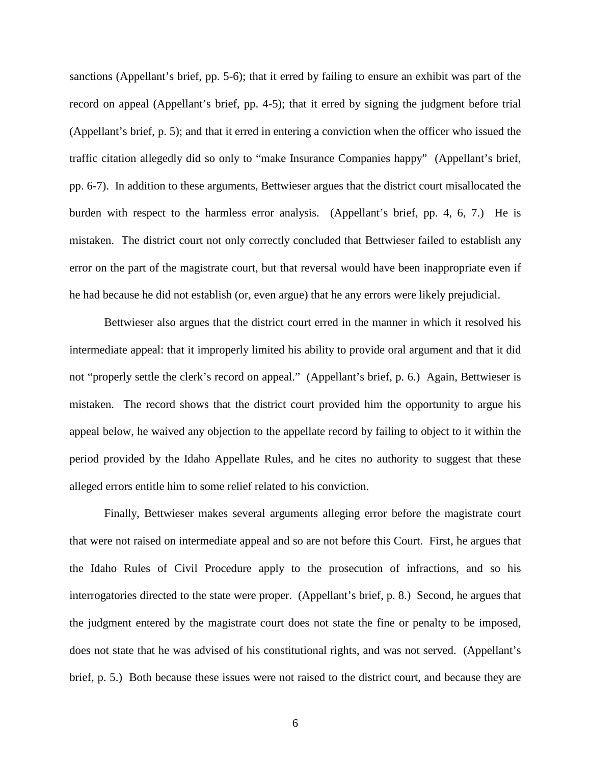sanctions (Appellant's brief, pp. 5-6); that it erred by failing to ensure an exhibit was part of the record on appeal (Appellant's brief, pp. 4-5); that it erred by signing the judgment before trial (Appellant's brief, p. 5); and that it erred in entering a conviction when the officer who issued the traffic citation allegedly did so only to "make Insurance Companies happy" (Appellant's brief, pp. 6-7). In addition to these arguments, Bettwieser argues that the district court misallocated the burden with respect to the harmless error analysis. (Appellant's brief, pp. 4, 6, 7.) He is mistaken. The district court not only correctly concluded that Bettwieser failed to establish any error on the part of the magistrate court, but that reversal would have been inappropriate even if he had because he did not establish (or, even argue) that he any errors were likely prejudicial.

Bettwieser also argues that the district court erred in the manner in which it resolved his intermediate appeal: that it improperly limited his ability to provide oral argument and that it did not "properly settle the clerk's record on appeal." (Appellant's brief, p. 6.) Again, Bettwieser is mistaken. The record shows that the district court provided him the opportunity to argue his appeal below, he waived any objection to the appellate record by failing to object to it within the period provided by the Idaho Appellate Rules, and he cites no authority to suggest that these alleged errors entitle him to some relief related to his conviction.

Finally, Bettwieser makes several arguments alleging error before the magistrate court that were not raised on intermediate appeal and so are not before this Court. First, he argues that the Idaho Rules of Civil Procedure apply to the prosecution of infractions, and so his interrogatories directed to the state were proper. (Appellant's brief, p. 8.) Second, he argues that the judgment entered by the magistrate court does not state the fine or penalty to be imposed, does not state that he was advised of his constitutional rights, and was not served. (Appellant's brief, p. 5.) Both because these issues were not raised to the district court, and because they are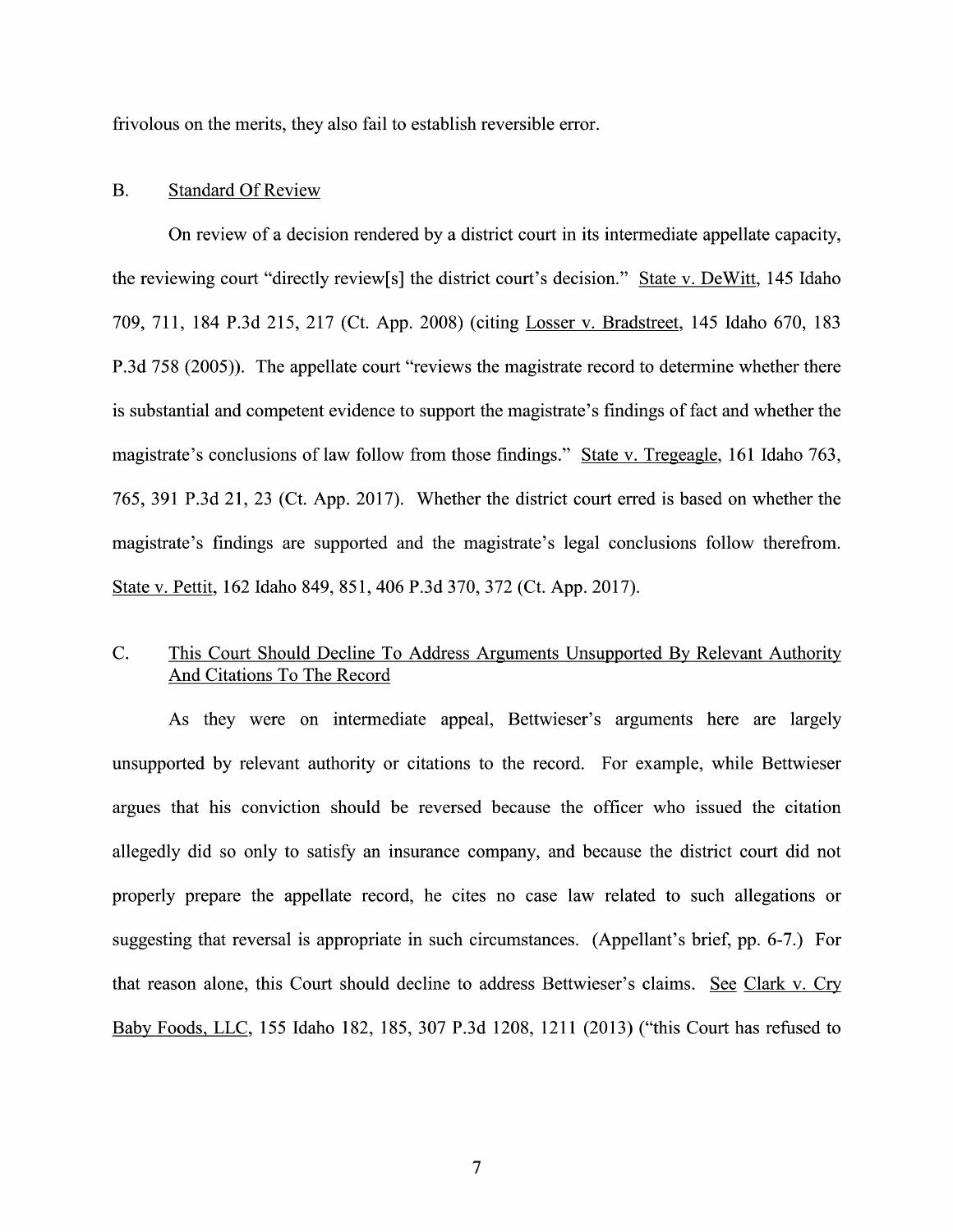frivolous on the merits, they also fail to establish reversible error.

### B. Standard Of Review

On review of a decision rendered by a district court in its intermediate appellate capacity, the reviewing court "directly review[s] the district court's decision." State v. DeWitt, 145 Idaho 709, 711, 184 P.3d 215, 217 (Ct. App. 2008) (citing Losser v. Bradstreet, 145 Idaho 670, 183 P.3d 758 (2005)). The appellate court "reviews the magistrate record to determine whether there is substantial and competent evidence to support the magistrate's findings of fact and whether the magistrate's conclusions of law follow from those findings." State v. Tregeagle, 161 Idaho 763, 765, 391 P.3d 21, 23 (Ct. App. 2017). Whether the district court erred is based on whether the magistrate's findings are supported and the magistrate's legal conclusions follow therefrom. State v. Pettit, 162 Idaho 849, 851, 406 P.3d 370, 372 (Ct. App. 2017).

### C. This Court Should Decline To Address Arguments Unsupported By Relevant Authority And Citations To The Record

As they were on intermediate appeal, Bettwieser's arguments here are largely unsupported by relevant authority or citations to the record. For example, while Bettwieser argues that his conviction should be reversed because the officer who issued the citation allegedly did so only to satisfy an insurance company, and because the district court did not properly prepare the appellate record, he cites no case law related to such allegations or suggesting that reversal is appropriate in such circumstances. (Appellant's brief, pp. 6-7.) For that reason alone, this Court should decline to address Bettwieser's claims. See Clark v. Cry Baby Foods, LLC, 155 Idaho 182, 185, 307 P.3d 1208, 1211 (2013) ("this Court has refused to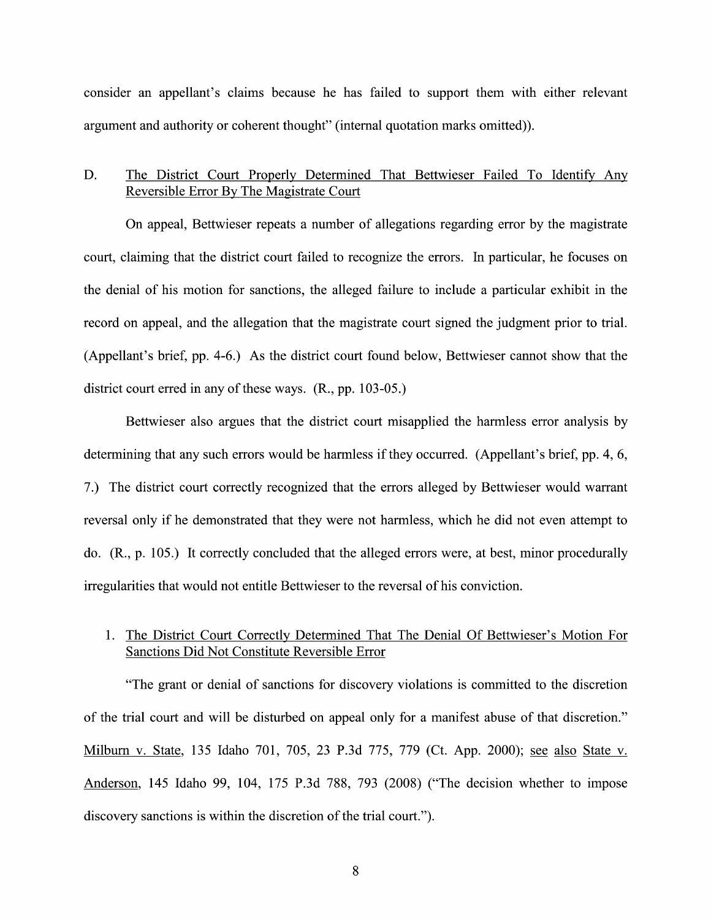consider an appellant's claims because he has failed to support them with either relevant argument and authority or coherent thought" (internal quotation marks omitted)).

### D. The District Court Properly Determined That Bettwieser Failed To Identify Any Reversible Error By The Magistrate Court

On appeal, Bettwieser repeats a number of allegations regarding error by the magistrate court, claiming that the district court failed to recognize the errors. In particular, he focuses on the denial of his motion for sanctions, the alleged failure to include a particular exhibit in the record on appeal, and the allegation that the magistrate court signed the judgment prior to trial. (Appellant's brief, pp. 4-6.) As the district court found below, Bettwieser cannot show that the district court erred in any of these ways. (R., pp. 103-05.)

Bettwieser also argues that the district court misapplied the harmless error analysis by determining that any such errors would be harmless if they occurred. (Appellant's brief, pp. 4, 6, 7.) The district court correctly recognized that the errors alleged by Bettwieser would warrant reversal only if he demonstrated that they were not harmless, which he did not even attempt to do. (R., p. 105.) It correctly concluded that the alleged errors were, at best, minor procedurally irregularities that would not entitle Bettwieser to the reversal of his conviction.

#### 1. The District Court Correctly Determined That The Denial Of Bettwieser's Motion For Sanctions Did Not Constitute Reversible Error

"The grant or denial of sanctions for discovery violations is committed to the discretion of the trial court and will be disturbed on appeal only for a manifest abuse of that discretion." Milburn v. State, 135 Idaho 701, 705, 23 P.3d 775, 779 (Ct. App. 2000); see also State v. Anderson, 145 Idaho 99, 104, 175 P.3d 788, 793 (2008) ("The decision whether to impose discovery sanctions is within the discretion of the trial court.").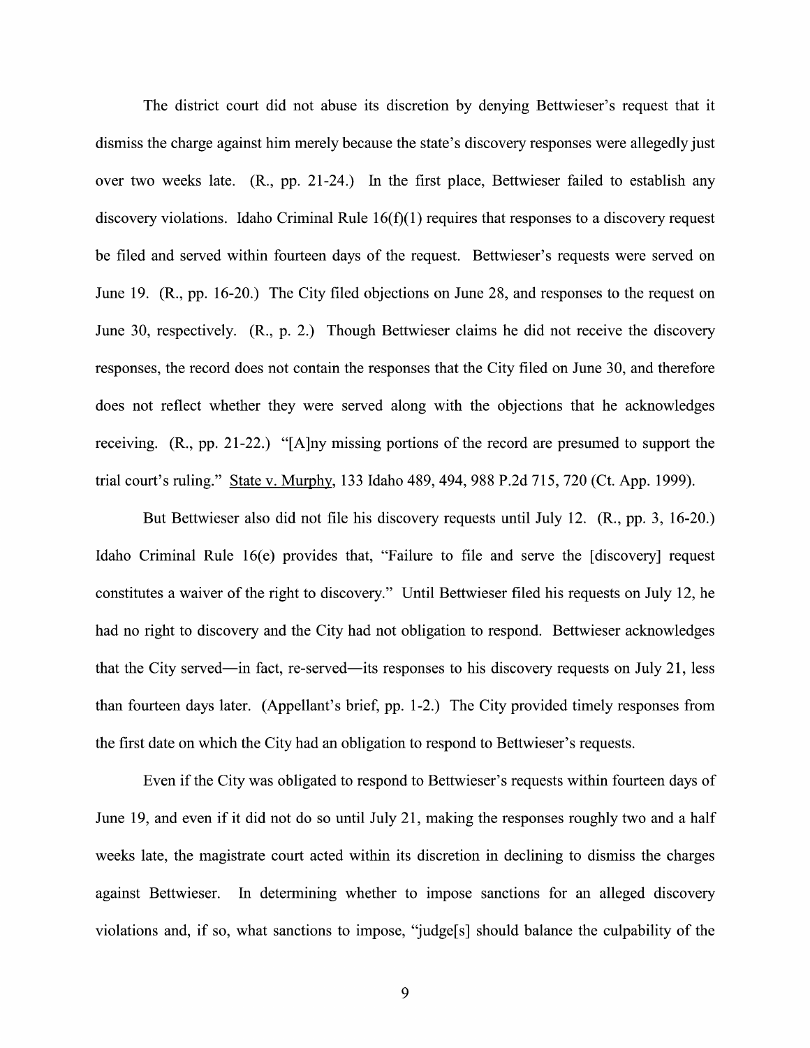The district court did not abuse its discretion by denying Bettwieser's request that it dismiss the charge against him merely because the state's discovery responses were allegedly just over two weeks late. (R., pp. 21-24.) In the first place, Bettwieser failed to establish any discovery violations. Idaho Criminal Rule 16(f)(1) requires that responses to a discovery request be filed and served within fourteen days of the request. Bettwieser's requests were served on June 19. (R., pp. 16-20.) The City filed objections on June 28, and responses to the request on June 30, respectively. (R., p. 2.) Though Bettwieser claims he did not receive the discovery responses, the record does not contain the responses that the City filed on June 30, and therefore does not reflect whether they were served along with the objections that he acknowledges receiving. (R., pp. 21-22.) "[A]ny missing portions of the record are presumed to support the trial court's ruling." State v. Murphy, 133 Idaho 489, 494, 988 P.2d 715, 720 (Ct. App. 1999).

But Bettwieser also did not file his discovery requests until July 12. (R., pp. 3, 16-20.) Idaho Criminal Rule 16(e) provides that, "Failure to file and serve the [discovery] request constitutes a waiver of the right to discovery." Until Bettwieser filed his requests on July 12, he had no right to discovery and the City had not obligation to respond. Bettwieser acknowledges that the City served—in fact, re-served—its responses to his discovery requests on July 21, less than fourteen days later. (Appellant's brief, pp. 1-2.) The City provided timely responses from the first date on which the City had an obligation to respond to Bettwieser's requests.

Even if the City was obligated to respond to Bettwieser's requests within fourteen days of June 19, and even if it did not do so until July 21, making the responses roughly two and a half weeks late, the magistrate court acted within its discretion in declining to dismiss the charges against Bettwieser. In determining whether to impose sanctions for an alleged discovery violations and, if so, what sanctions to impose, "judge[s] should balance the culpability of the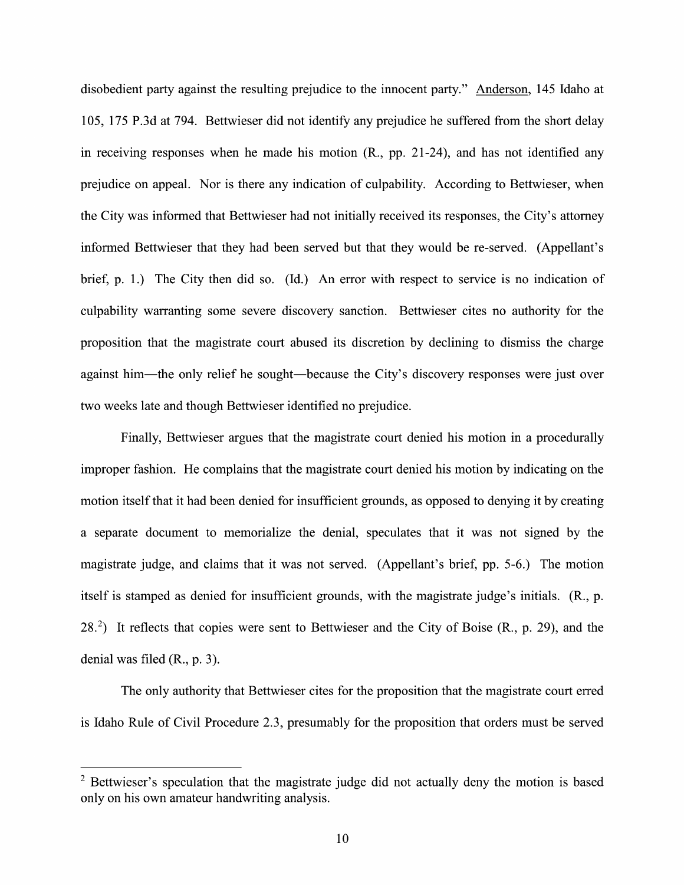disobedient party against the resulting prejudice to the innocent party." Anderson, 145 Idaho at 105, 175 P.3d at 794. Bettwieser did not identify any prejudice he suffered from the short delay in receiving responses when he made his motion (R., pp. 21-24), and has not identified any prejudice on appeal. Nor is there any indication of culpability. According to Bettwieser, when the City was informed that Bettwieser had not initially received its responses, the City's attorney informed Bettwieser that they had been served but that they would be re-served. (Appellant's brief, p. 1.) The City then did so. (Id.) An error with respect to service is no indication of culpability warranting some severe discovery sanction. Bettwieser cites no authority for the proposition that the magistrate court abused its discretion by declining to dismiss the charge against him—the only relief he sought—because the City's discovery responses were just over two weeks late and though Bettwieser identified no prejudice.

Finally, Bettwieser argues that the magistrate court denied his motion in a procedurally improper fashion. He complains that the magistrate court denied his motion by indicating on the motion itself that it had been denied for insufficient grounds, as opposed to denying it by creating a separate document to memorialize the denial, speculates that it was not signed by the magistrate judge, and claims that it was not served. (Appellant's brief, pp. 5-6.) The motion itself is stamped as denied for insufficient grounds, with the magistrate judge's initials. (R., p. 28.[2]) It reflects that copies were sent to Bettwieser and the City of Boise (R., p. 29), and the denial was filed (R., p. 3).

The only authority that Bettwieser cites for the proposition that the magistrate court erred is Idaho Rule of Civil Procedure 2.3, presumably for the proposition that orders must be served

---

[2] Bettwieser's speculation that the magistrate judge did not actually deny the motion is based only on his own amateur handwriting analysis.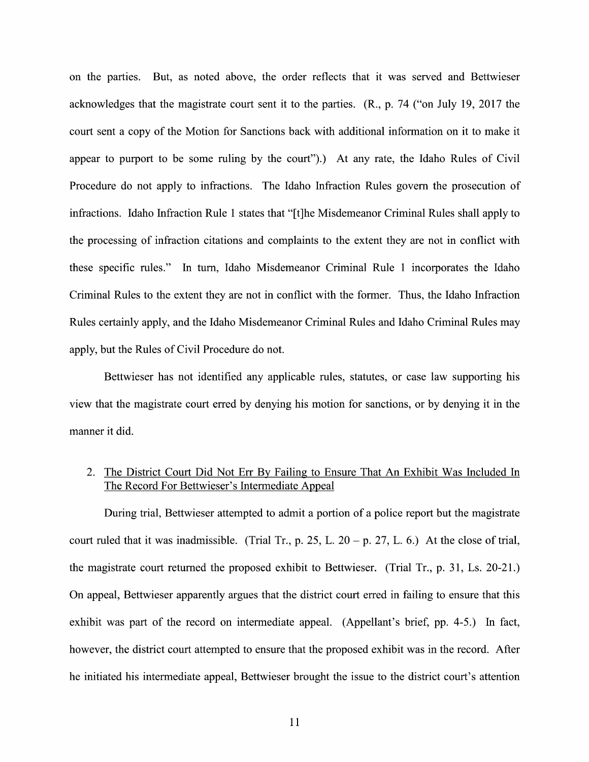on the parties. But, as noted above, the order reflects that it was served and Bettwieser acknowledges that the magistrate court sent it to the parties. (R., p. 74 ("on July 19, 2017 the court sent a copy of the Motion for Sanctions back with additional information on it to make it appear to purport to be some ruling by the court").) At any rate, the Idaho Rules of Civil Procedure do not apply to infractions. The Idaho Infraction Rules govern the prosecution of infractions. Idaho Infraction Rule 1 states that "[t]he Misdemeanor Criminal Rules shall apply to the processing of infraction citations and complaints to the extent they are not in conflict with these specific rules." In turn, Idaho Misdemeanor Criminal Rule 1 incorporates the Idaho Criminal Rules to the extent they are not in conflict with the former. Thus, the Idaho Infraction Rules certainly apply, and the Idaho Misdemeanor Criminal Rules and Idaho Criminal Rules may apply, but the Rules of Civil Procedure do not.

Bettwieser has not identified any applicable rules, statutes, or case law supporting his view that the magistrate court erred by denying his motion for sanctions, or by denying it in the manner it did.

2. The District Court Did Not Err By Failing to Ensure That An Exhibit Was Included In The Record For Bettwieser's Intermediate Appeal

During trial, Bettwieser attempted to admit a portion of a police report but the magistrate court ruled that it was inadmissible. (Trial Tr., p. 25, L. 20 – p. 27, L. 6.) At the close of trial, the magistrate court returned the proposed exhibit to Bettwieser. (Trial Tr., p. 31, Ls. 20-21.) On appeal, Bettwieser apparently argues that the district court erred in failing to ensure that this exhibit was part of the record on intermediate appeal. (Appellant's brief, pp. 4-5.) In fact, however, the district court attempted to ensure that the proposed exhibit was in the record. After he initiated his intermediate appeal, Bettwieser brought the issue to the district court's attention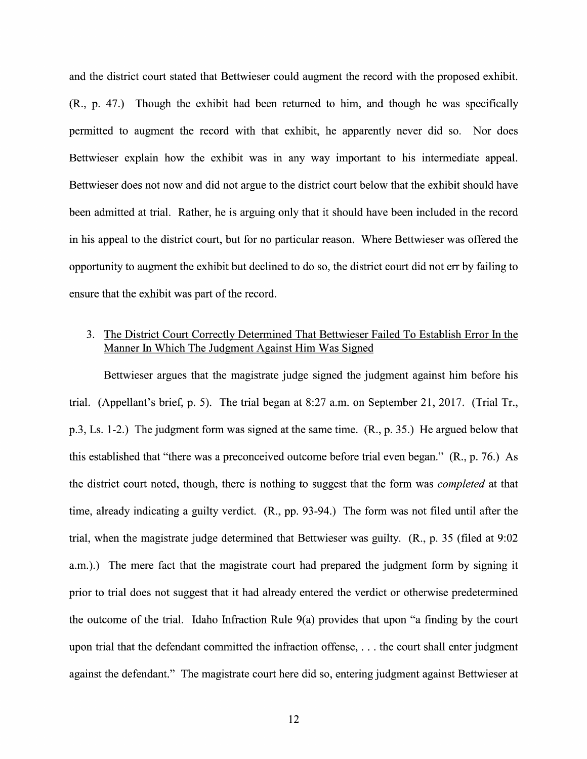and the district court stated that Bettwieser could augment the record with the proposed exhibit. (R., p. 47.) Though the exhibit had been returned to him, and though he was specifically permitted to augment the record with that exhibit, he apparently never did so. Nor does Bettwieser explain how the exhibit was in any way important to his intermediate appeal. Bettwieser does not now and did not argue to the district court below that the exhibit should have been admitted at trial. Rather, he is arguing only that it should have been included in the record in his appeal to the district court, but for no particular reason. Where Bettwieser was offered the opportunity to augment the exhibit but declined to do so, the district court did not err by failing to ensure that the exhibit was part of the record.

3. <u>The District Court Correctly Determined That Bettwieser Failed To Establish Error In the Manner In Which The Judgment Against Him Was Signed</u>

Bettwieser argues that the magistrate judge signed the judgment against him before his trial. (Appellant's brief, p. 5). The trial began at 8:27 a.m. on September 21, 2017. (Trial Tr., p.3, Ls. 1-2.) The judgment form was signed at the same time. (R., p. 35.) He argued below that this established that "there was a preconceived outcome before trial even began." (R., p. 76.) As the district court noted, though, there is nothing to suggest that the form was *completed* at that time, already indicating a guilty verdict. (R., pp. 93-94.) The form was not filed until after the trial, when the magistrate judge determined that Bettwieser was guilty. (R., p. 35 (filed at 9:02 a.m.).) The mere fact that the magistrate court had prepared the judgment form by signing it prior to trial does not suggest that it had already entered the verdict or otherwise predetermined the outcome of the trial. Idaho Infraction Rule 9(a) provides that upon "a finding by the court upon trial that the defendant committed the infraction offense, . . . the court shall enter judgment against the defendant." The magistrate court here did so, entering judgment against Bettwieser at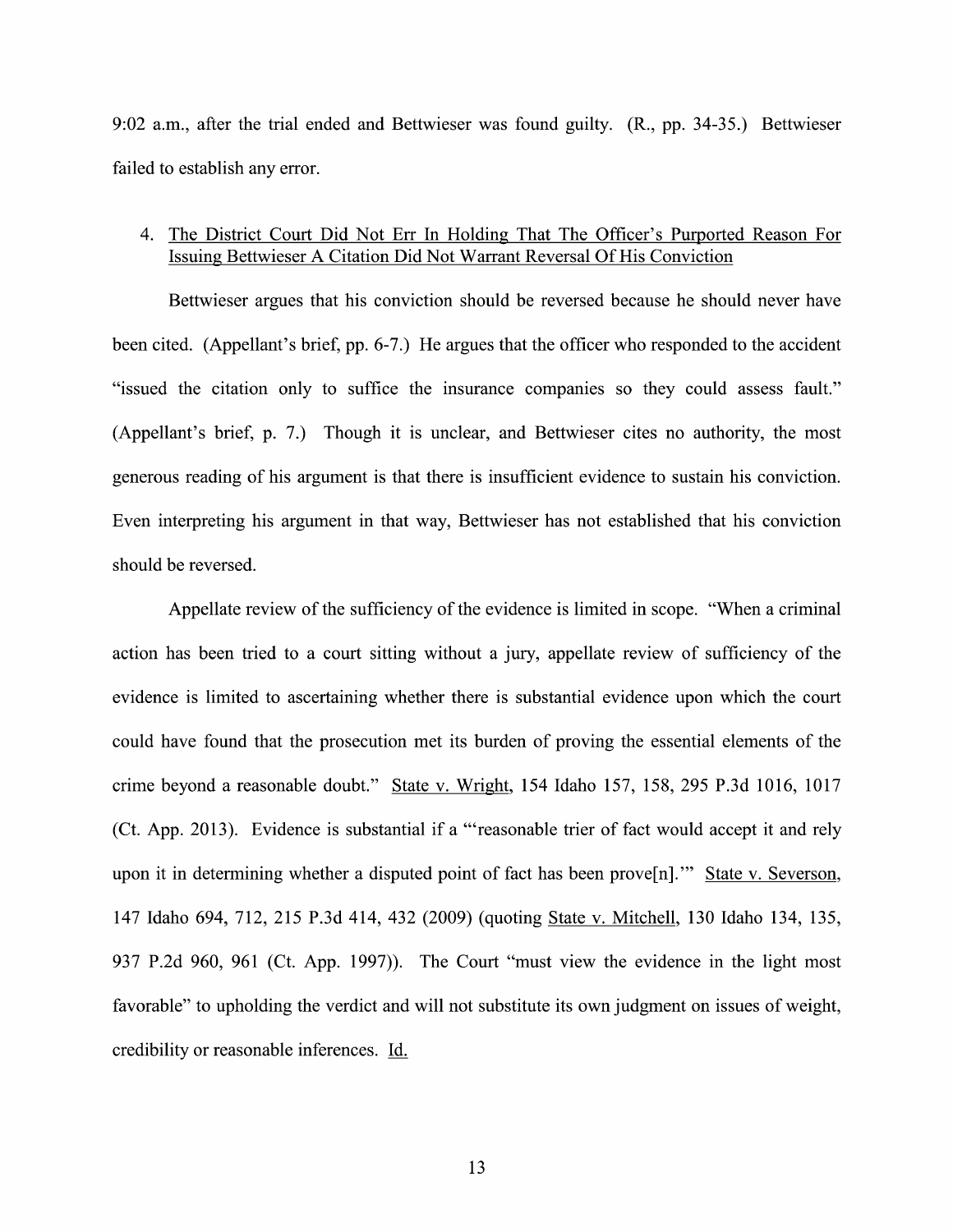9:02 a.m., after the trial ended and Bettwieser was found guilty. (R., pp. 34-35.) Bettwieser failed to establish any error.

4. <u>The District Court Did Not Err In Holding That The Officer's Purported Reason For Issuing Bettwieser A Citation Did Not Warrant Reversal Of His Conviction</u>

Bettwieser argues that his conviction should be reversed because he should never have been cited. (Appellant's brief, pp. 6-7.) He argues that the officer who responded to the accident "issued the citation only to suffice the insurance companies so they could assess fault." (Appellant's brief, p. 7.) Though it is unclear, and Bettwieser cites no authority, the most generous reading of his argument is that there is insufficient evidence to sustain his conviction. Even interpreting his argument in that way, Bettwieser has not established that his conviction should be reversed.

Appellate review of the sufficiency of the evidence is limited in scope. "When a criminal action has been tried to a court sitting without a jury, appellate review of sufficiency of the evidence is limited to ascertaining whether there is substantial evidence upon which the court could have found that the prosecution met its burden of proving the essential elements of the crime beyond a reasonable doubt." <u>State v. Wright</u>, 154 Idaho 157, 158, 295 P.3d 1016, 1017 (Ct. App. 2013). Evidence is substantial if a "'reasonable trier of fact would accept it and rely upon it in determining whether a disputed point of fact has been prove[n].'" <u>State v. Severson</u>, 147 Idaho 694, 712, 215 P.3d 414, 432 (2009) (quoting <u>State v. Mitchell</u>, 130 Idaho 134, 135, 937 P.2d 960, 961 (Ct. App. 1997)). The Court "must view the evidence in the light most favorable" to upholding the verdict and will not substitute its own judgment on issues of weight, credibility or reasonable inferences. <u>Id.</u>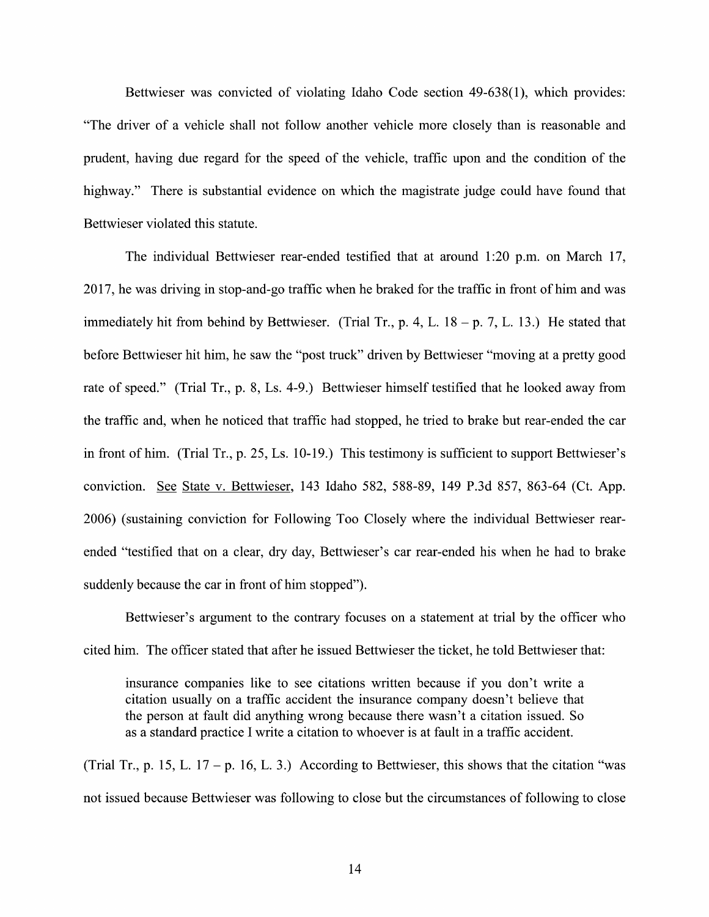Bettwieser was convicted of violating Idaho Code section 49-638(1), which provides: "The driver of a vehicle shall not follow another vehicle more closely than is reasonable and prudent, having due regard for the speed of the vehicle, traffic upon and the condition of the highway." There is substantial evidence on which the magistrate judge could have found that Bettwieser violated this statute.

The individual Bettwieser rear-ended testified that at around 1:20 p.m. on March 17, 2017, he was driving in stop-and-go traffic when he braked for the traffic in front of him and was immediately hit from behind by Bettwieser. (Trial Tr., p. 4, L. 18 – p. 7, L. 13.) He stated that before Bettwieser hit him, he saw the "post truck" driven by Bettwieser "moving at a pretty good rate of speed." (Trial Tr., p. 8, Ls. 4-9.) Bettwieser himself testified that he looked away from the traffic and, when he noticed that traffic had stopped, he tried to brake but rear-ended the car in front of him. (Trial Tr., p. 25, Ls. 10-19.) This testimony is sufficient to support Bettwieser's conviction. See State v. Bettwieser, 143 Idaho 582, 588-89, 149 P.3d 857, 863-64 (Ct. App. 2006) (sustaining conviction for Following Too Closely where the individual Bettwieser rear-ended "testified that on a clear, dry day, Bettwieser's car rear-ended his when he had to brake suddenly because the car in front of him stopped").

Bettwieser's argument to the contrary focuses on a statement at trial by the officer who cited him. The officer stated that after he issued Bettwieser the ticket, he told Bettwieser that:

> insurance companies like to see citations written because if you don't write a citation usually on a traffic accident the insurance company doesn't believe that the person at fault did anything wrong because there wasn't a citation issued. So as a standard practice I write a citation to whoever is at fault in a traffic accident.

(Trial Tr., p. 15, L. 17 – p. 16, L. 3.) According to Bettwieser, this shows that the citation "was not issued because Bettwieser was following to close but the circumstances of following to close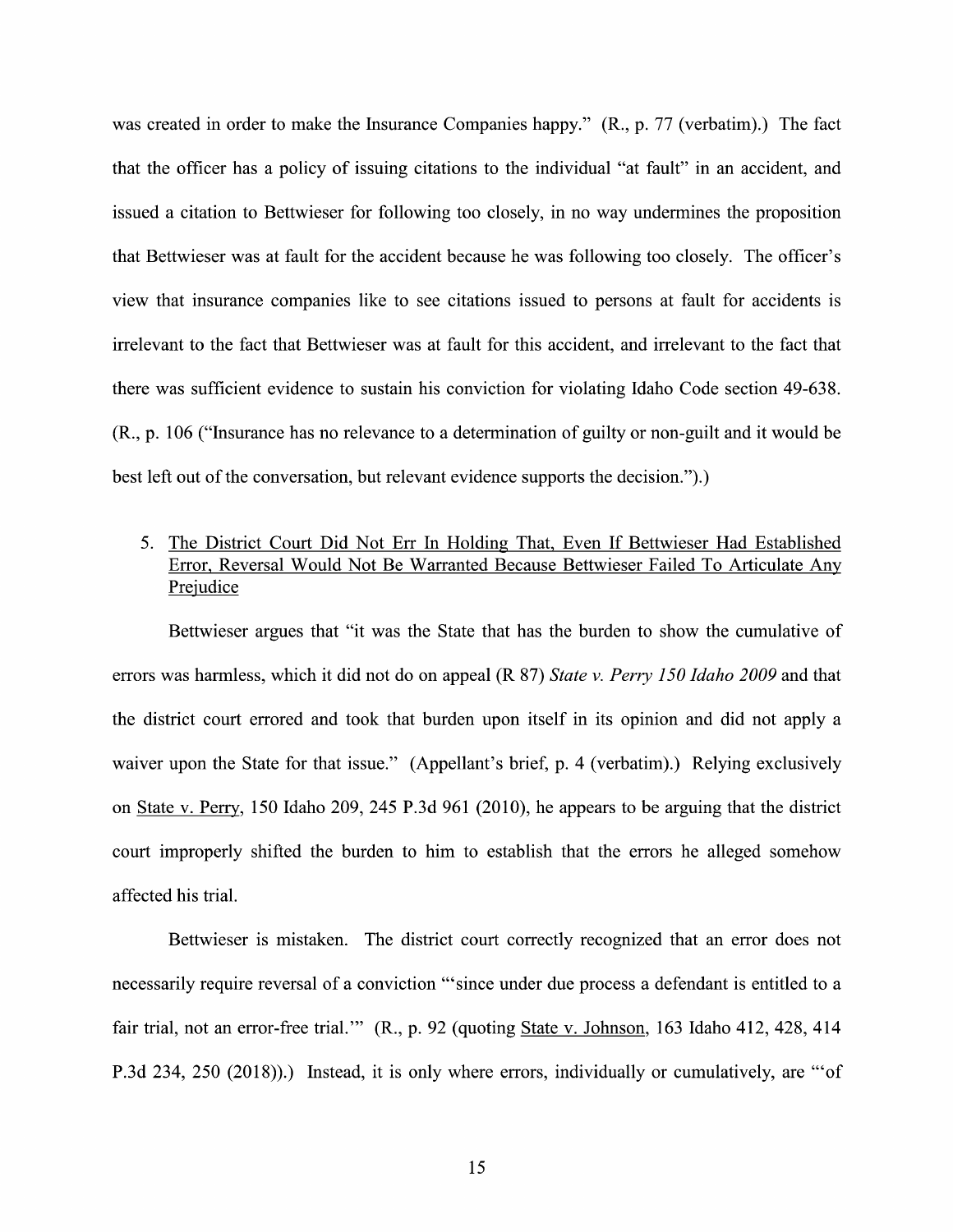was created in order to make the Insurance Companies happy." (R., p. 77 (verbatim).) The fact that the officer has a policy of issuing citations to the individual "at fault" in an accident, and issued a citation to Bettwieser for following too closely, in no way undermines the proposition that Bettwieser was at fault for the accident because he was following too closely. The officer's view that insurance companies like to see citations issued to persons at fault for accidents is irrelevant to the fact that Bettwieser was at fault for this accident, and irrelevant to the fact that there was sufficient evidence to sustain his conviction for violating Idaho Code section 49-638. (R., p. 106 ("Insurance has no relevance to a determination of guilty or non-guilt and it would be best left out of the conversation, but relevant evidence supports the decision.").)

5. The District Court Did Not Err In Holding That, Even If Bettwieser Had Established Error, Reversal Would Not Be Warranted Because Bettwieser Failed To Articulate Any Prejudice

Bettwieser argues that "it was the State that has the burden to show the cumulative of errors was harmless, which it did not do on appeal (R 87) *State v. Perry 150 Idaho 2009* and that the district court errored and took that burden upon itself in its opinion and did not apply a waiver upon the State for that issue." (Appellant's brief, p. 4 (verbatim).) Relying exclusively on State v. Perry, 150 Idaho 209, 245 P.3d 961 (2010), he appears to be arguing that the district court improperly shifted the burden to him to establish that the errors he alleged somehow affected his trial.

Bettwieser is mistaken. The district court correctly recognized that an error does not necessarily require reversal of a conviction "'since under due process a defendant is entitled to a fair trial, not an error-free trial.'" (R., p. 92 (quoting State v. Johnson, 163 Idaho 412, 428, 414 P.3d 234, 250 (2018)).) Instead, it is only where errors, individually or cumulatively, are "'of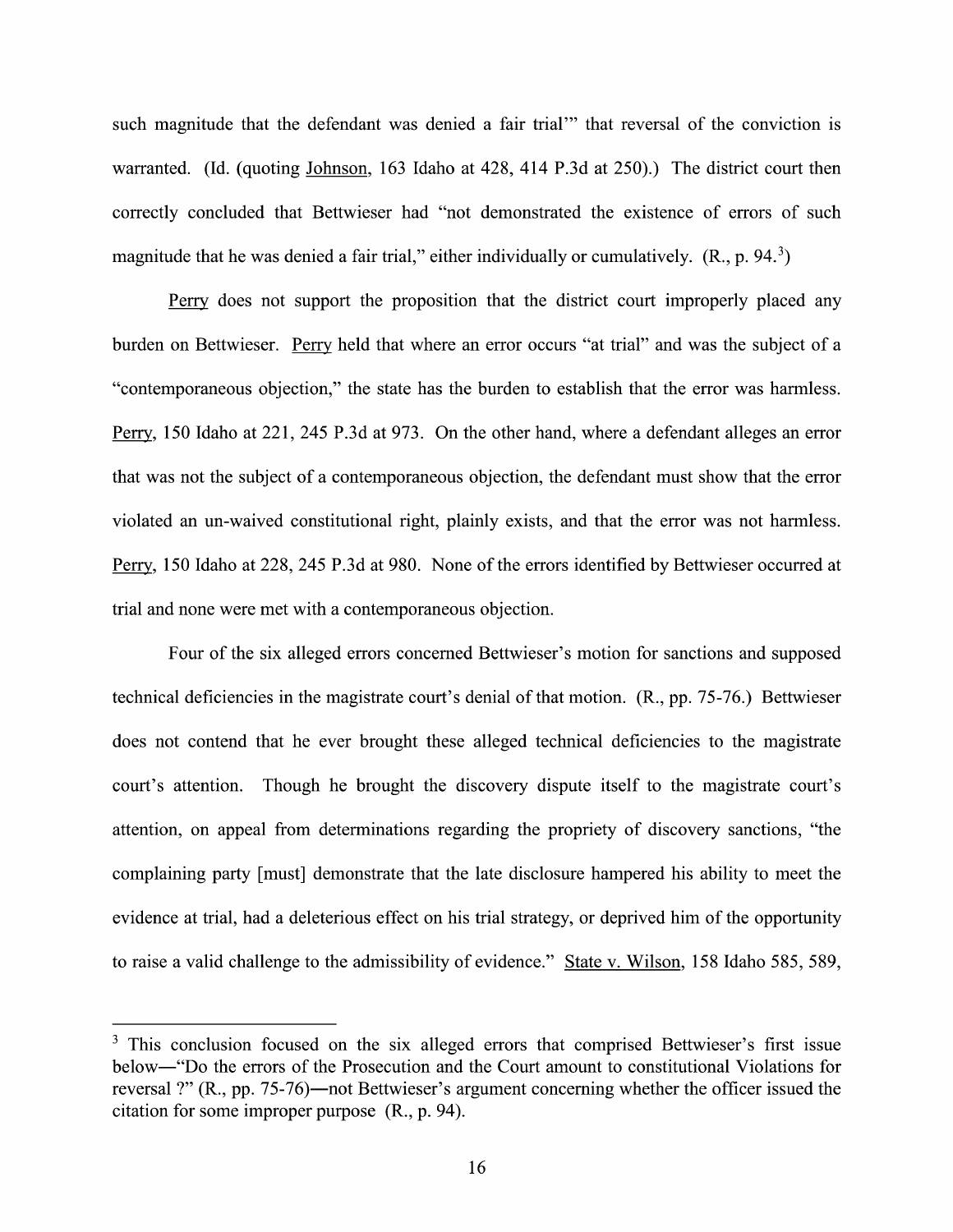such magnitude that the defendant was denied a fair trial'" that reversal of the conviction is warranted. (Id. (quoting Johnson, 163 Idaho at 428, 414 P.3d at 250).) The district court then correctly concluded that Bettwieser had "not demonstrated the existence of errors of such magnitude that he was denied a fair trial," either individually or cumulatively. (R., p. 94.[3])

Perry does not support the proposition that the district court improperly placed any burden on Bettwieser. Perry held that where an error occurs "at trial" and was the subject of a "contemporaneous objection," the state has the burden to establish that the error was harmless. Perry, 150 Idaho at 221, 245 P.3d at 973. On the other hand, where a defendant alleges an error that was not the subject of a contemporaneous objection, the defendant must show that the error violated an un-waived constitutional right, plainly exists, and that the error was not harmless. Perry, 150 Idaho at 228, 245 P.3d at 980. None of the errors identified by Bettwieser occurred at trial and none were met with a contemporaneous objection.

Four of the six alleged errors concerned Bettwieser's motion for sanctions and supposed technical deficiencies in the magistrate court's denial of that motion. (R., pp. 75-76.) Bettwieser does not contend that he ever brought these alleged technical deficiencies to the magistrate court's attention. Though he brought the discovery dispute itself to the magistrate court's attention, on appeal from determinations regarding the propriety of discovery sanctions, "the complaining party [must] demonstrate that the late disclosure hampered his ability to meet the evidence at trial, had a deleterious effect on his trial strategy, or deprived him of the opportunity to raise a valid challenge to the admissibility of evidence." State v. Wilson, 158 Idaho 585, 589,

---

[3] This conclusion focused on the six alleged errors that comprised Bettwieser's first issue below—"Do the errors of the Prosecution and the Court amount to constitutional Violations for reversal ?" (R., pp. 75-76)—not Bettwieser's argument concerning whether the officer issued the citation for some improper purpose (R., p. 94).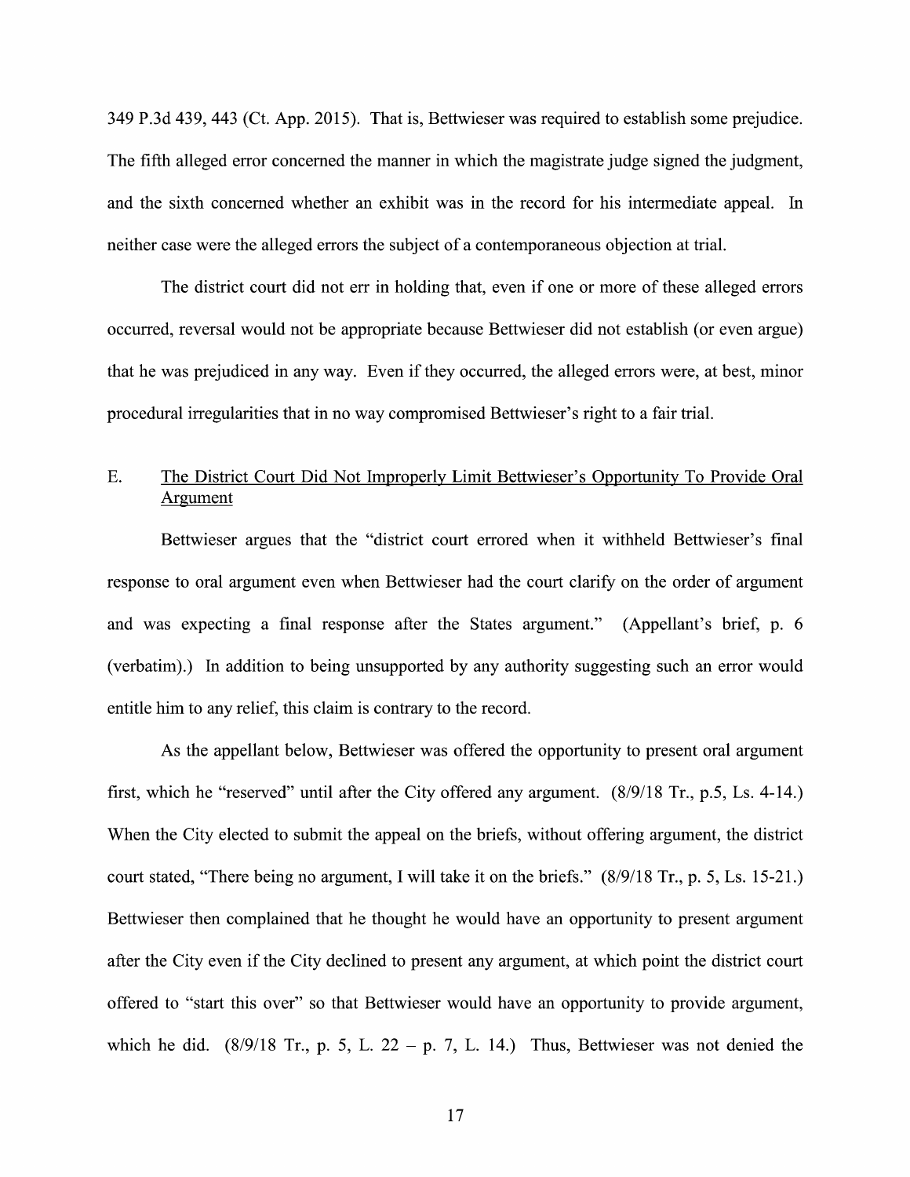349 P.3d 439, 443 (Ct. App. 2015). That is, Bettwieser was required to establish some prejudice. The fifth alleged error concerned the manner in which the magistrate judge signed the judgment, and the sixth concerned whether an exhibit was in the record for his intermediate appeal. In neither case were the alleged errors the subject of a contemporaneous objection at trial.

The district court did not err in holding that, even if one or more of these alleged errors occurred, reversal would not be appropriate because Bettwieser did not establish (or even argue) that he was prejudiced in any way. Even if they occurred, the alleged errors were, at best, minor procedural irregularities that in no way compromised Bettwieser's right to a fair trial.

## E. The District Court Did Not Improperly Limit Bettwieser's Opportunity To Provide Oral Argument

Bettwieser argues that the "district court errored when it withheld Bettwieser's final response to oral argument even when Bettwieser had the court clarify on the order of argument and was expecting a final response after the States argument." (Appellant's brief, p. 6 (verbatim).) In addition to being unsupported by any authority suggesting such an error would entitle him to any relief, this claim is contrary to the record.

As the appellant below, Bettwieser was offered the opportunity to present oral argument first, which he "reserved" until after the City offered any argument. (8/9/18 Tr., p.5, Ls. 4-14.) When the City elected to submit the appeal on the briefs, without offering argument, the district court stated, "There being no argument, I will take it on the briefs." (8/9/18 Tr., p. 5, Ls. 15-21.) Bettwieser then complained that he thought he would have an opportunity to present argument after the City even if the City declined to present any argument, at which point the district court offered to "start this over" so that Bettwieser would have an opportunity to provide argument, which he did. (8/9/18 Tr., p. 5, L. 22 – p. 7, L. 14.) Thus, Bettwieser was not denied the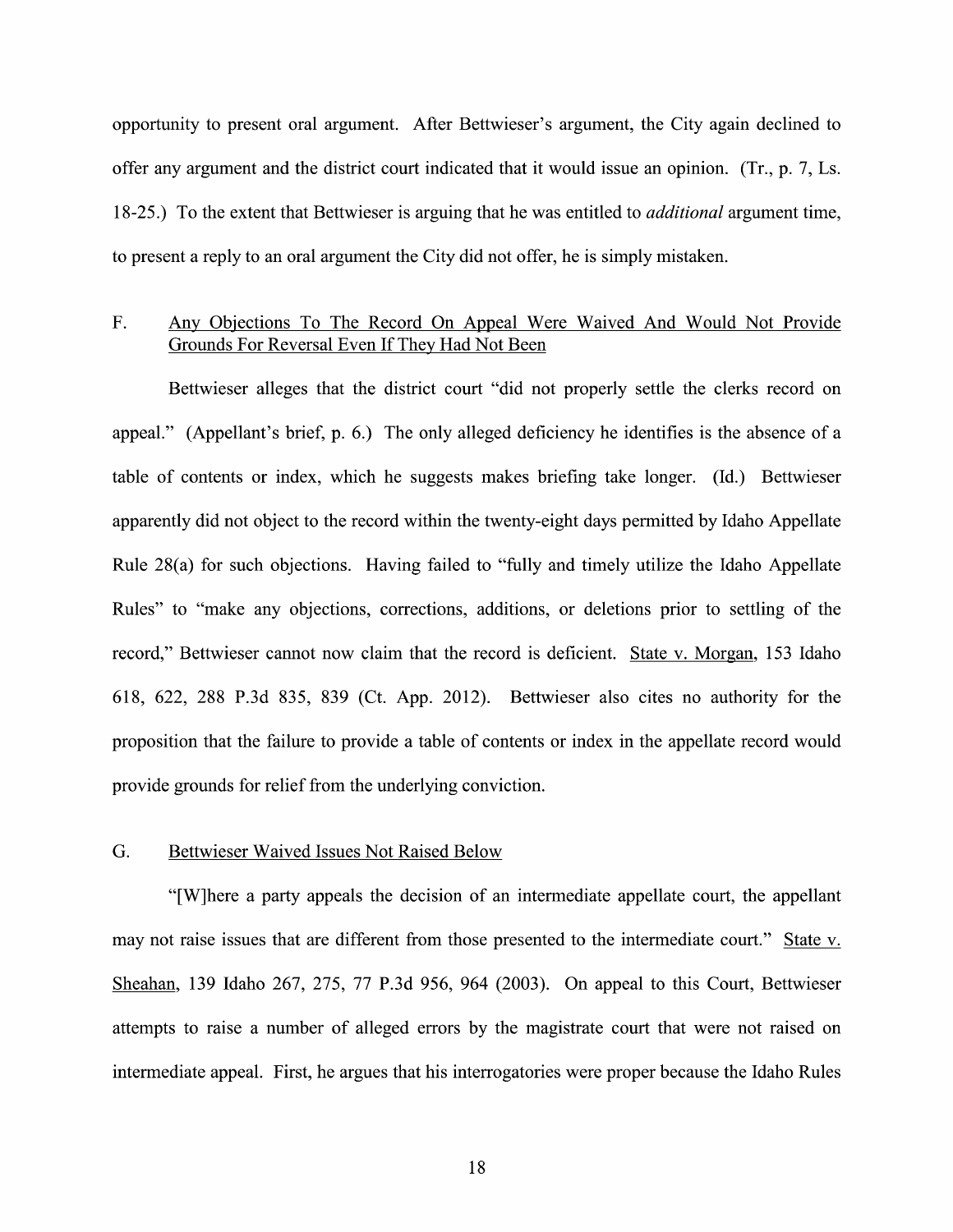opportunity to present oral argument. After Bettwieser's argument, the City again declined to offer any argument and the district court indicated that it would issue an opinion. (Tr., p. 7, Ls. 18-25.) To the extent that Bettwieser is arguing that he was entitled to *additional* argument time, to present a reply to an oral argument the City did not offer, he is simply mistaken.

### F. Any Objections To The Record On Appeal Were Waived And Would Not Provide Grounds For Reversal Even If They Had Not Been

Bettwieser alleges that the district court "did not properly settle the clerks record on appeal." (Appellant's brief, p. 6.) The only alleged deficiency he identifies is the absence of a table of contents or index, which he suggests makes briefing take longer. (Id.) Bettwieser apparently did not object to the record within the twenty-eight days permitted by Idaho Appellate Rule 28(a) for such objections. Having failed to "fully and timely utilize the Idaho Appellate Rules" to "make any objections, corrections, additions, or deletions prior to settling of the record," Bettwieser cannot now claim that the record is deficient. State v. Morgan, 153 Idaho 618, 622, 288 P.3d 835, 839 (Ct. App. 2012). Bettwieser also cites no authority for the proposition that the failure to provide a table of contents or index in the appellate record would provide grounds for relief from the underlying conviction.

### G. Bettwieser Waived Issues Not Raised Below

"[W]here a party appeals the decision of an intermediate appellate court, the appellant may not raise issues that are different from those presented to the intermediate court." State v. Sheahan, 139 Idaho 267, 275, 77 P.3d 956, 964 (2003). On appeal to this Court, Bettwieser attempts to raise a number of alleged errors by the magistrate court that were not raised on intermediate appeal. First, he argues that his interrogatories were proper because the Idaho Rules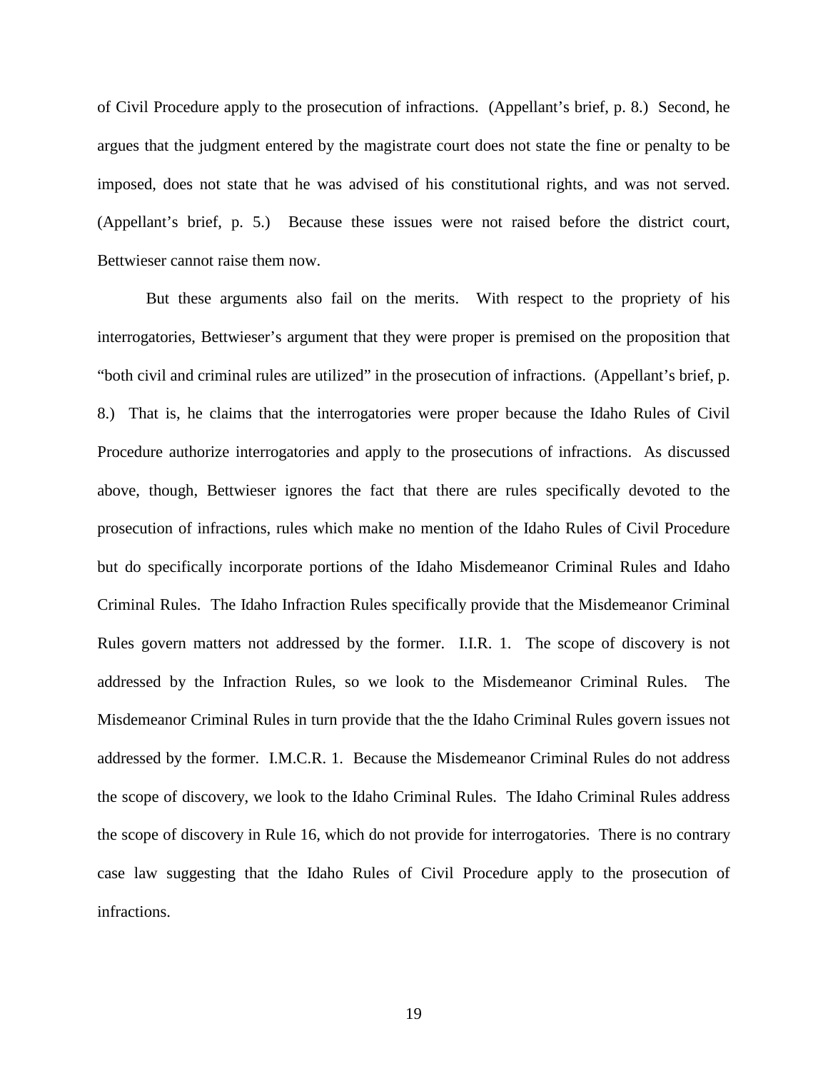of Civil Procedure apply to the prosecution of infractions. (Appellant's brief, p. 8.) Second, he argues that the judgment entered by the magistrate court does not state the fine or penalty to be imposed, does not state that he was advised of his constitutional rights, and was not served. (Appellant's brief, p. 5.) Because these issues were not raised before the district court, Bettwieser cannot raise them now.

But these arguments also fail on the merits. With respect to the propriety of his interrogatories, Bettwieser's argument that they were proper is premised on the proposition that "both civil and criminal rules are utilized" in the prosecution of infractions. (Appellant's brief, p. 8.) That is, he claims that the interrogatories were proper because the Idaho Rules of Civil Procedure authorize interrogatories and apply to the prosecutions of infractions. As discussed above, though, Bettwieser ignores the fact that there are rules specifically devoted to the prosecution of infractions, rules which make no mention of the Idaho Rules of Civil Procedure but do specifically incorporate portions of the Idaho Misdemeanor Criminal Rules and Idaho Criminal Rules. The Idaho Infraction Rules specifically provide that the Misdemeanor Criminal Rules govern matters not addressed by the former. I.I.R. 1. The scope of discovery is not addressed by the Infraction Rules, so we look to the Misdemeanor Criminal Rules. The Misdemeanor Criminal Rules in turn provide that the the Idaho Criminal Rules govern issues not addressed by the former. I.M.C.R. 1. Because the Misdemeanor Criminal Rules do not address the scope of discovery, we look to the Idaho Criminal Rules. The Idaho Criminal Rules address the scope of discovery in Rule 16, which do not provide for interrogatories. There is no contrary case law suggesting that the Idaho Rules of Civil Procedure apply to the prosecution of infractions.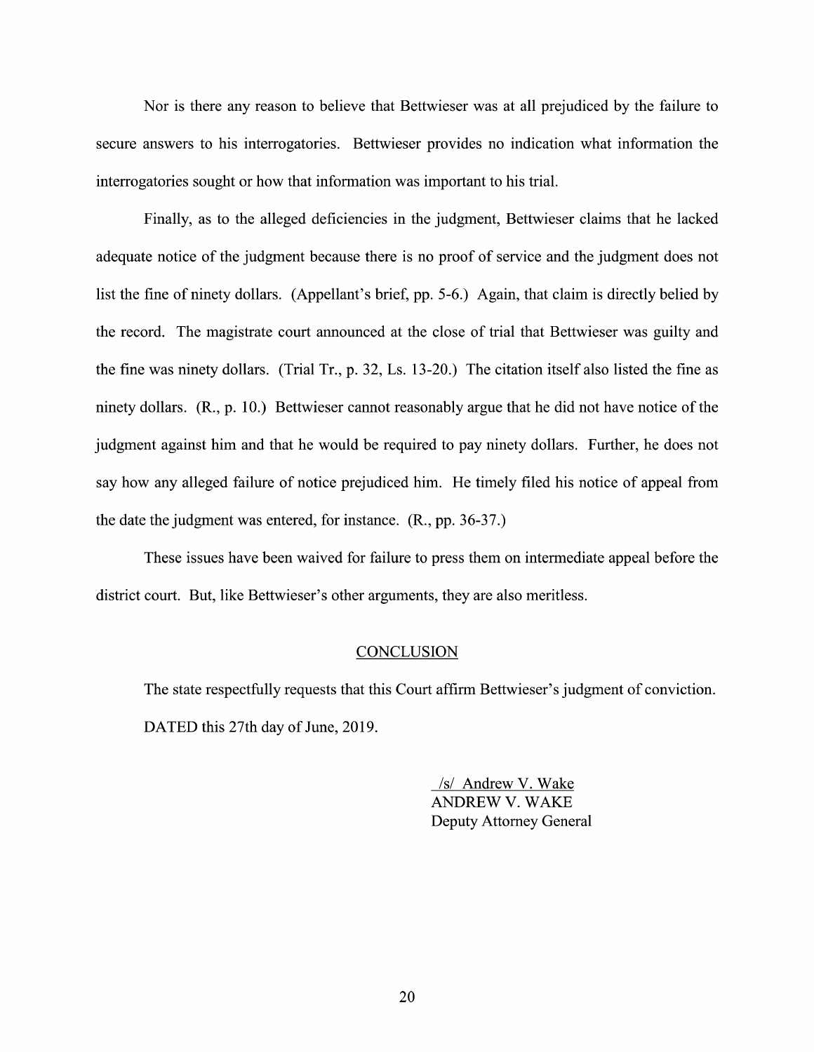Nor is there any reason to believe that Bettwieser was at all prejudiced by the failure to secure answers to his interrogatories. Bettwieser provides no indication what information the interrogatories sought or how that information was important to his trial.

Finally, as to the alleged deficiencies in the judgment, Bettwieser claims that he lacked adequate notice of the judgment because there is no proof of service and the judgment does not list the fine of ninety dollars. (Appellant's brief, pp. 5-6.) Again, that claim is directly belied by the record. The magistrate court announced at the close of trial that Bettwieser was guilty and the fine was ninety dollars. (Trial Tr., p. 32, Ls. 13-20.) The citation itself also listed the fine as ninety dollars. (R., p. 10.) Bettwieser cannot reasonably argue that he did not have notice of the judgment against him and that he would be required to pay ninety dollars. Further, he does not say how any alleged failure of notice prejudiced him. He timely filed his notice of appeal from the date the judgment was entered, for instance. (R., pp. 36-37.)

These issues have been waived for failure to press them on intermediate appeal before the district court. But, like Bettwieser's other arguments, they are also meritless.

## CONCLUSION

The state respectfully requests that this Court affirm Bettwieser's judgment of conviction.

DATED this 27th day of June, 2019.

/s/ Andrew V. Wake
ANDREW V. WAKE
Deputy Attorney General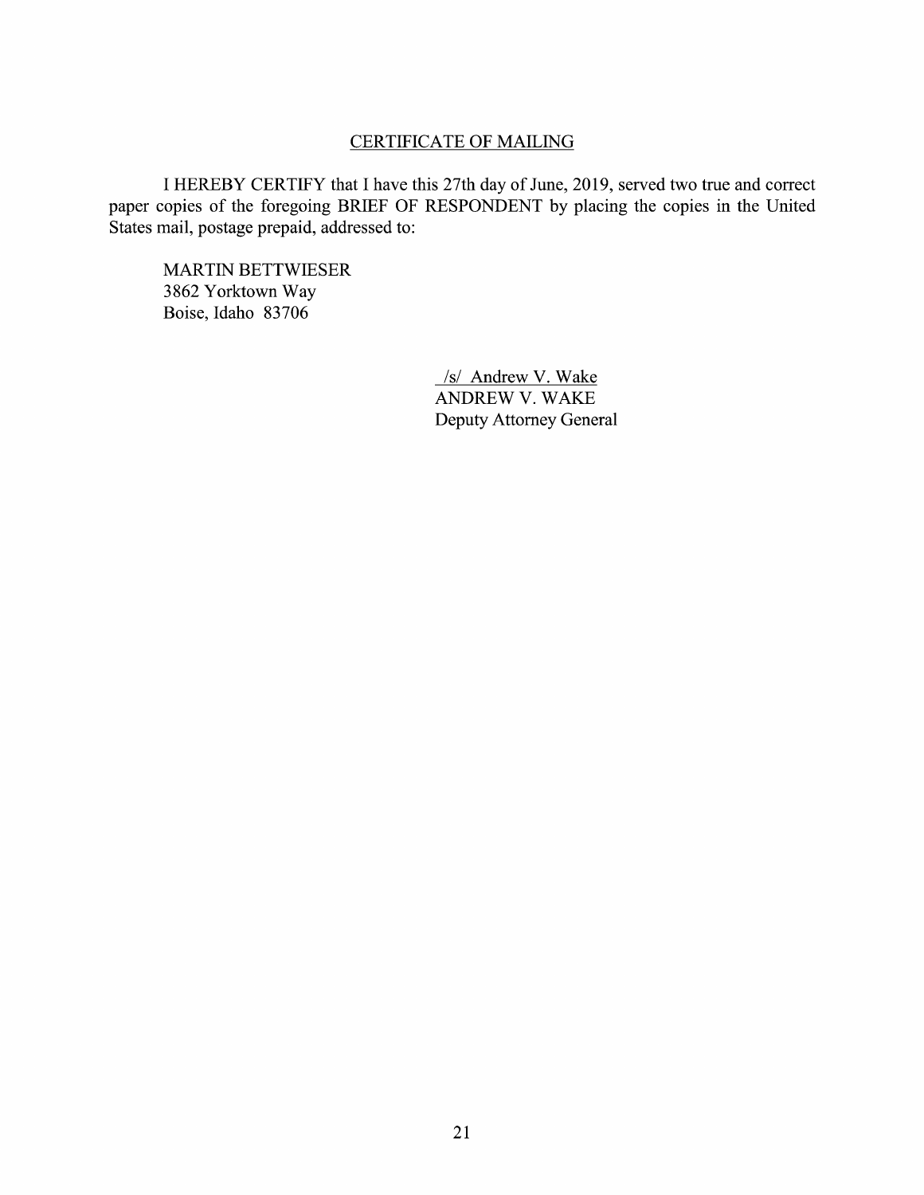## CERTIFICATE OF MAILING

I HEREBY CERTIFY that I have this 27th day of June, 2019, served two true and correct paper copies of the foregoing BRIEF OF RESPONDENT by placing the copies in the United States mail, postage prepaid, addressed to:

MARTIN BETTWIESER
3862 Yorktown Way
Boise, Idaho 83706

/s/ Andrew V. Wake
ANDREW V. WAKE
Deputy Attorney General